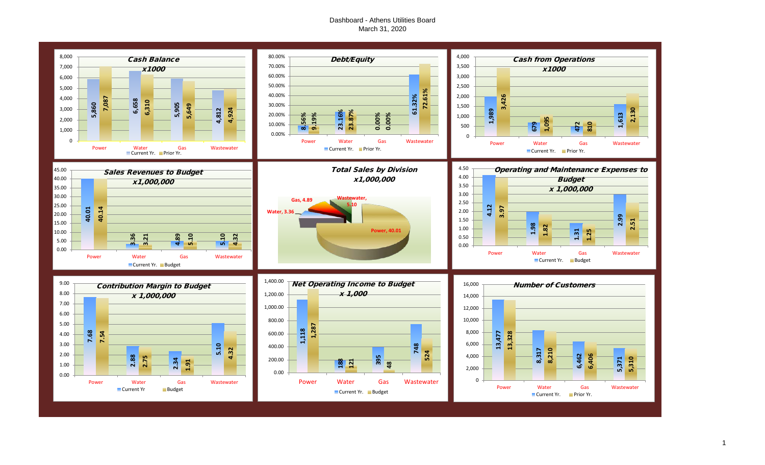# Dashboard - Athens Utilities Board

March 31, 2020

## Cash Balance x1000

| | Power | Water | Gas | Wastewater |
|---|---|---|---|---|
| Current Yr. | 5,860 | 6,658 | 5,905 | 4,812 |
| Prior Yr. | 7,087 | 6,310 | 5,649 | 4,924 |

## Debt/Equity

| | Power | Water | Gas | Wastewater |
|---|---|---|---|---|
| Current Yr. | 8.56% | 23.16% | 0.00% | 61.32% |
| Prior Yr. | 9.19% | 23.87% | 0.00% | 72.61% |

## Cash from Operations x1000

| | Power | Water | Gas | Wastewater |
|---|---|---|---|---|
| Current Yr. | 1,989 | 679 | 472 | 1,613 |
| Prior Yr. | 3,426 | 1,095 | 810 | 2,130 |

## Sales Revenues to Budget x1,000,000

| | Power | Water | Gas | Wastewater |
|---|---|---|---|---|
| Current Yr. | 40.01 | 3.36 | 4.89 | 5.10 |
| Budget | 40.14 | 3.21 | 5.10 | 4.32 |

## Total Sales by Division x1,000,000

| Division | Sales |
|---|---|
| Power | 40.01 |
| Water | 3.36 |
| Gas | 4.89 |
| Wastewater | 5.10 |

## Operating and Maintenance Expenses to Budget x 1,000,000

| | Power | Water | Gas | Wastewater |
|---|---|---|---|---|
| Current Yr. | 4.12 | 1.98 | 1.31 | 2.99 |
| Budget | 3.97 | 1.82 | 1.25 | 2.51 |

## Contribution Margin to Budget x 1,000,000

| | Power | Water | Gas | Wastewater |
|---|---|---|---|---|
| Current Yr | 7.68 | 2.88 | 2.34 | 5.10 |
| Budget | 7.54 | 2.75 | 1.91 | 4.32 |

## Net Operating Income to Budget x 1,000

| | Power | Water | Gas | Wastewater |
|---|---|---|---|---|
| Current Yr. | 1,118 | 188 | 395 | 748 |
| Budget | 1,287 | 121 | 48 | 524 |

## Number of Customers

| | Power | Water | Gas | Wastewater |
|---|---|---|---|---|
| Current Yr. | 13,477 | 8,317 | 6,462 | 5,371 |
| Prior Yr. | 13,328 | 8,210 | 6,406 | 5,310 |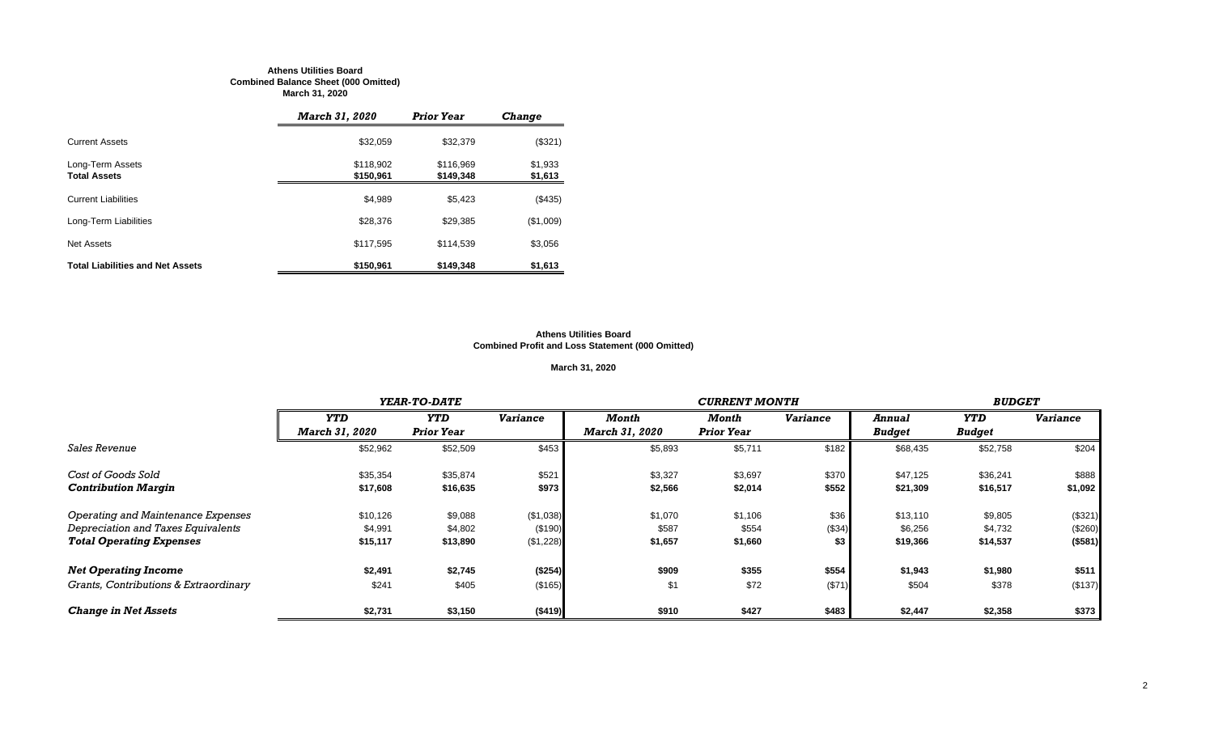**Athens Utilities Board**
**Combined Balance Sheet (000 Omitted)**
**March 31, 2020**

| | *March 31, 2020* | *Prior Year* | *Change* |
|---|---|---|---|
| Current Assets | $32,059 | $32,379 | ($321) |
| Long-Term Assets | $118,902 | $116,969 | $1,933 |
| **Total Assets** | **$150,961** | **$149,348** | **$1,613** |
| Current Liabilities | $4,989 | $5,423 | ($435) |
| Long-Term Liabilities | $28,376 | $29,385 | ($1,009) |
| Net Assets | $117,595 | $114,539 | $3,056 |
| **Total Liabilities and Net Assets** | **$150,961** | **$149,348** | **$1,613** |

**Athens Utilities Board**
**Combined Profit and Loss Statement (000 Omitted)**

**March 31, 2020**

| | *YEAR-TO-DATE* | | | *CURRENT MONTH* | | | *BUDGET* | | |
|---|---|---|---|---|---|---|---|---|---|
| | *YTD March 31, 2020* | *YTD Prior Year* | *Variance* | *Month March 31, 2020* | *Month Prior Year* | *Variance* | *Annual Budget* | *YTD Budget* | *Variance* |
| *Sales Revenue* | $52,962 | $52,509 | $453 | $5,893 | $5,711 | $182 | $68,435 | $52,758 | $204 |
| *Cost of Goods Sold* | $35,354 | $35,874 | $521 | $3,327 | $3,697 | $370 | $47,125 | $36,241 | $888 |
| ***Contribution Margin*** | **$17,608** | **$16,635** | **$973** | **$2,566** | **$2,014** | **$552** | **$21,309** | **$16,517** | **$1,092** |
| *Operating and Maintenance Expenses* | $10,126 | $9,088 | ($1,038) | $1,070 | $1,106 | $36 | $13,110 | $9,805 | ($321) |
| *Depreciation and Taxes Equivalents* | $4,991 | $4,802 | ($190) | $587 | $554 | ($34) | $6,256 | $4,732 | ($260) |
| ***Total Operating Expenses*** | **$15,117** | **$13,890** | **($1,228)** | **$1,657** | **$1,660** | **$3** | **$19,366** | **$14,537** | **($581)** |
| ***Net Operating Income*** | **$2,491** | **$2,745** | **($254)** | **$909** | **$355** | **$554** | **$1,943** | **$1,980** | **$511** |
| *Grants, Contributions & Extraordinary* | $241 | $405 | ($165) | $1 | $72 | ($71) | $504 | $378 | ($137) |
| ***Change in Net Assets*** | **$2,731** | **$3,150** | **($419)** | **$910** | **$427** | **$483** | **$2,447** | **$2,358** | **$373** |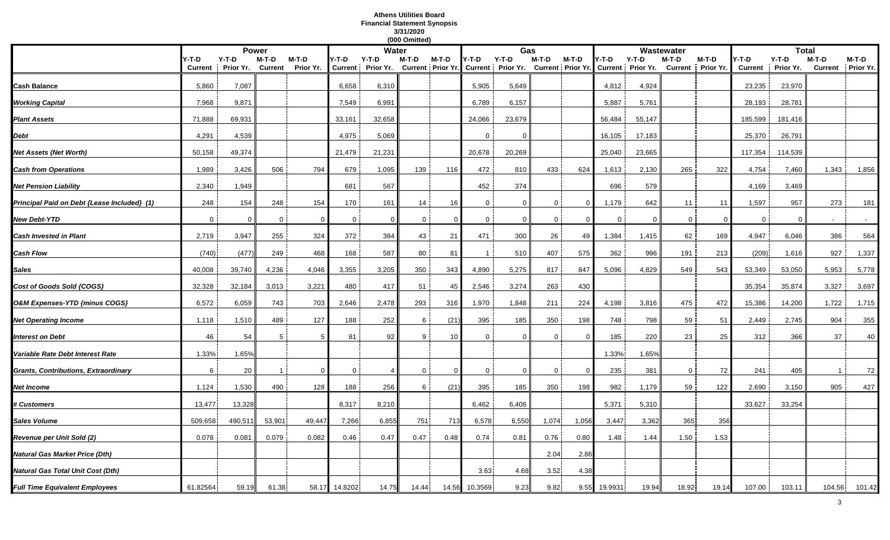# Athens Utilities Board
## Financial Statement Synopsis
### 3/31/2020
### (000 Omitted)

| | Power | | | | Water | | | | Gas | | | | Wastewater | | | | Total | | | |
|---|---|---|---|---|---|---|---|---|---|---|---|---|---|---|---|---|---|---|---|---|
| | Y-T-D Current | Y-T-D Prior Yr. | M-T-D Current | M-T-D Prior Yr. | Y-T-D Current | Y-T-D Prior Yr. | M-T-D Current | M-T-D Prior Yr. | Y-T-D Current | Y-T-D Prior Yr. | M-T-D Current | M-T-D Prior Yr. | Y-T-D Current | Y-T-D Prior Yr. | M-T-D Current | M-T-D Prior Yr. | Y-T-D Current | Y-T-D Prior Yr. | M-T-D Current | M-T-D Prior Yr. |
| **Cash Balance** | 5,860 | 7,087 | | | 6,658 | 6,310 | | | 5,905 | 5,649 | | | 4,812 | 4,924 | | | 23,235 | 23,970 | | |
| ***Working Capital*** | 7,968 | 9,871 | | | 7,549 | 6,991 | | | 6,789 | 6,157 | | | 5,887 | 5,761 | | | 28,193 | 28,781 | | |
| ***Plant Assets*** | 71,888 | 69,931 | | | 33,161 | 32,658 | | | 24,066 | 23,679 | | | 56,484 | 55,147 | | | 185,599 | 181,416 | | |
| ***Debt*** | 4,291 | 4,539 | | | 4,975 | 5,069 | | | 0 | 0 | | | 16,105 | 17,183 | | | 25,370 | 26,791 | | |
| ***Net Assets (Net Worth)*** | 50,158 | 49,374 | | | 21,479 | 21,231 | | | 20,678 | 20,269 | | | 25,040 | 23,665 | | | 117,354 | 114,539 | | |
| ***Cash from Operations*** | 1,989 | 3,426 | 506 | 794 | 679 | 1,095 | 139 | 116 | 472 | 810 | 433 | 624 | 1,613 | 2,130 | 265 | 322 | 4,754 | 7,460 | 1,343 | 1,856 |
| ***Net Pension Liability*** | 2,340 | 1,949 | | | 681 | 567 | | | 452 | 374 | | | 696 | 579 | | | 4,169 | 3,469 | | |
| ***Principal Paid on Debt {Lease Included} (1)*** | 248 | 154 | 248 | 154 | 170 | 161 | 14 | 16 | 0 | 0 | 0 | 0 | 1,179 | 642 | 11 | 11 | 1,597 | 957 | 273 | 181 |
| ***New Debt-YTD*** | 0 | 0 | 0 | 0 | 0 | 0 | 0 | 0 | 0 | 0 | 0 | 0 | 0 | 0 | 0 | 0 | 0 | 0 | - | - |
| ***Cash Invested in Plant*** | 2,719 | 3,947 | 255 | 324 | 372 | 384 | 43 | 21 | 471 | 300 | 26 | 49 | 1,384 | 1,415 | 62 | 169 | 4,947 | 6,046 | 386 | 564 |
| ***Cash Flow*** | (740) | (477) | 249 | 468 | 168 | 587 | 80 | 81 | 1 | 510 | 407 | 575 | 362 | 996 | 191 | 213 | (209) | 1,616 | 927 | 1,337 |
| ***Sales*** | 40,008 | 39,740 | 4,236 | 4,046 | 3,355 | 3,205 | 350 | 343 | 4,890 | 5,275 | 817 | 847 | 5,096 | 4,829 | 549 | 543 | 53,349 | 53,050 | 5,953 | 5,778 |
| ***Cost of Goods Sold {COGS}*** | 32,328 | 32,184 | 3,013 | 3,221 | 480 | 417 | 51 | 45 | 2,546 | 3,274 | 263 | 430 | | | | | 35,354 | 35,874 | 3,327 | 3,697 |
| ***O&M Expenses-YTD {minus COGS}*** | 6,572 | 6,059 | 743 | 703 | 2,646 | 2,478 | 293 | 316 | 1,970 | 1,848 | 211 | 224 | 4,198 | 3,816 | 475 | 472 | 15,386 | 14,200 | 1,722 | 1,715 |
| ***Net Operating Income*** | 1,118 | 1,510 | 489 | 127 | 188 | 252 | 6 | (21) | 395 | 185 | 350 | 198 | 748 | 798 | 59 | 51 | 2,449 | 2,745 | 904 | 355 |
| ***Interest on Debt*** | 46 | 54 | 5 | 5 | 81 | 92 | 9 | 10 | 0 | 0 | 0 | 0 | 185 | 220 | 23 | 25 | 312 | 366 | 37 | 40 |
| ***Variable Rate Debt Interest Rate*** | 1.33% | 1.65% | | | | | | | | | | | 1.33% | 1.65% | | | | | | |
| ***Grants, Contributions, Extraordinary*** | 6 | 20 | 1 | 0 | 0 | 4 | 0 | 0 | 0 | 0 | 0 | 0 | 235 | 381 | 0 | 72 | 241 | 405 | 1 | 72 |
| ***Net Income*** | 1,124 | 1,530 | 490 | 128 | 188 | 256 | 6 | (21) | 395 | 185 | 350 | 198 | 982 | 1,179 | 59 | 122 | 2,690 | 3,150 | 905 | 427 |
| ***# Customers*** | 13,477 | 13,328 | | | 8,317 | 8,210 | | | 6,462 | 6,406 | | | 5,371 | 5,310 | | | 33,627 | 33,254 | | |
| ***Sales Volume*** | 509,658 | 490,511 | 53,901 | 49,447 | 7,266 | 6,855 | 751 | 713 | 6,578 | 6,550 | 1,074 | 1,056 | 3,447 | 3,362 | 365 | 356 | | | | |
| ***Revenue per Unit Sold (2)*** | 0.078 | 0.081 | 0.079 | 0.082 | 0.46 | 0.47 | 0.47 | 0.48 | 0.74 | 0.81 | 0.76 | 0.80 | 1.48 | 1.44 | 1.50 | 1.53 | | | | |
| ***Natural Gas Market Price (Dth)*** | | | | | | | | | | | 2.04 | 2.86 | | | | | | | | |
| ***Natural Gas Total Unit Cost (Dth)*** | | | | | | | | | 3.63 | 4.68 | 3.52 | 4.38 | | | | | | | | |
| ***Full Time Equivalent Employees*** | 61.82564 | 59.19 | 61.38 | 58.17 | 14.8202 | 14.75 | 14.44 | 14.56 | 10.3569 | 9.23 | 9.82 | 9.55 | 19.9931 | 19.94 | 18.92 | 19.14 | 107.00 | 103.11 | 104.56 | 101.42 |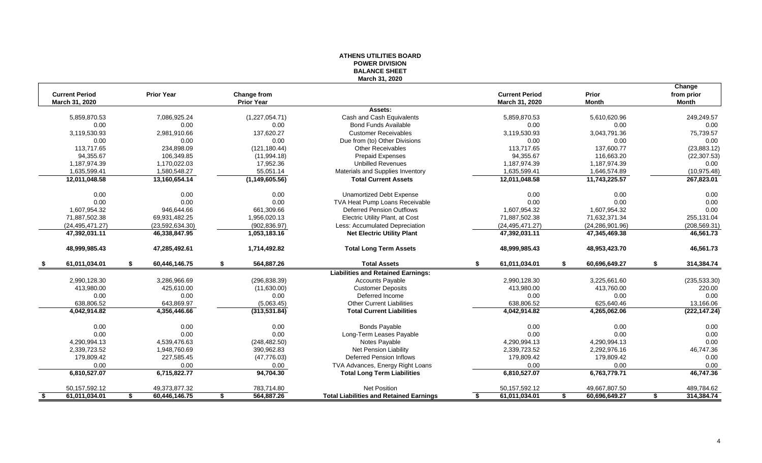# ATHENS UTILITIES BOARD
## POWER DIVISION
## BALANCE SHEET
### March 31, 2020

| Current Period March 31, 2020 | Prior Year | Change from Prior Year | | Current Period March 31, 2020 | Prior Month | Change from prior Month |
|---|---|---|---|---|---|---|
| | | | **Assets:** | | | |
| 5,859,870.53 | 7,086,925.24 | (1,227,054.71) | Cash and Cash Equivalents | 5,859,870.53 | 5,610,620.96 | 249,249.57 |
| 0.00 | 0.00 | 0.00 | Bond Funds Available | 0.00 | 0.00 | 0.00 |
| 3,119,530.93 | 2,981,910.66 | 137,620.27 | Customer Receivables | 3,119,530.93 | 3,043,791.36 | 75,739.57 |
| 0.00 | 0.00 | 0.00 | Due from (to) Other Divisions | 0.00 | 0.00 | 0.00 |
| 113,717.65 | 234,898.09 | (121,180.44) | Other Receivables | 113,717.65 | 137,600.77 | (23,883.12) |
| 94,355.67 | 106,349.85 | (11,994.18) | Prepaid Expenses | 94,355.67 | 116,663.20 | (22,307.53) |
| 1,187,974.39 | 1,170,022.03 | 17,952.36 | Unbilled Revenues | 1,187,974.39 | 1,187,974.39 | 0.00 |
| 1,635,599.41 | 1,580,548.27 | 55,051.14 | Materials and Supplies Inventory | 1,635,599.41 | 1,646,574.89 | (10,975.48) |
| **12,011,048.58** | **13,160,654.14** | **(1,149,605.56)** | **Total Current Assets** | **12,011,048.58** | **11,743,225.57** | **267,823.01** |
| 0.00 | 0.00 | 0.00 | Unamortized Debt Expense | 0.00 | 0.00 | 0.00 |
| 0.00 | 0.00 | 0.00 | TVA Heat Pump Loans Receivable | 0.00 | 0.00 | 0.00 |
| 1,607,954.32 | 946,644.66 | 661,309.66 | Deferred Pension Outflows | 1,607,954.32 | 1,607,954.32 | 0.00 |
| 71,887,502.38 | 69,931,482.25 | 1,956,020.13 | Electric Utility Plant, at Cost | 71,887,502.38 | 71,632,371.34 | 255,131.04 |
| (24,495,471.27) | (23,592,634.30) | (902,836.97) | Less: Accumulated Depreciation | (24,495,471.27) | (24,286,901.96) | (208,569.31) |
| **47,392,031.11** | **46,338,847.95** | **1,053,183.16** | **Net Electric Utility Plant** | **47,392,031.11** | **47,345,469.38** | **46,561.73** |
| **48,999,985.43** | **47,285,492.61** | **1,714,492.82** | **Total Long Term Assets** | **48,999,985.43** | **48,953,423.70** | **46,561.73** |
| **$ 61,011,034.01** | **$ 60,446,146.75** | **$ 564,887.26** | **Total Assets** | **$ 61,011,034.01** | **$ 60,696,649.27** | **$ 314,384.74** |
| | | | **Liabilities and Retained Earnings:** | | | |
| 2,990,128.30 | 3,286,966.69 | (296,838.39) | Accounts Payable | 2,990,128.30 | 3,225,661.60 | (235,533.30) |
| 413,980.00 | 425,610.00 | (11,630.00) | Customer Deposits | 413,980.00 | 413,760.00 | 220.00 |
| 0.00 | 0.00 | 0.00 | Deferred Income | 0.00 | 0.00 | 0.00 |
| 638,806.52 | 643,869.97 | (5,063.45) | Other Current Liabilities | 638,806.52 | 625,640.46 | 13,166.06 |
| **4,042,914.82** | **4,356,446.66** | **(313,531.84)** | **Total Current Liabilities** | **4,042,914.82** | **4,265,062.06** | **(222,147.24)** |
| 0.00 | 0.00 | 0.00 | Bonds Payable | 0.00 | 0.00 | 0.00 |
| 0.00 | 0.00 | 0.00 | Long-Term Leases Payable | 0.00 | 0.00 | 0.00 |
| 4,290,994.13 | 4,539,476.63 | (248,482.50) | Notes Payable | 4,290,994.13 | 4,290,994.13 | 0.00 |
| 2,339,723.52 | 1,948,760.69 | 390,962.83 | Net Pension Liability | 2,339,723.52 | 2,292,976.16 | 46,747.36 |
| 179,809.42 | 227,585.45 | (47,776.03) | Deferred Pension Inflows | 179,809.42 | 179,809.42 | 0.00 |
| 0.00 | 0.00 | 0.00 | TVA Advances, Energy Right Loans | 0.00 | 0.00 | 0.00 |
| **6,810,527.07** | **6,715,822.77** | **94,704.30** | **Total Long Term Liabilities** | **6,810,527.07** | **6,763,779.71** | **46,747.36** |
| 50,157,592.12 | 49,373,877.32 | 783,714.80 | Net Position | 50,157,592.12 | 49,667,807.50 | 489,784.62 |
| **$ 61,011,034.01** | **$ 60,446,146.75** | **$ 564,887.26** | **Total Liabilities and Retained Earnings** | **$ 61,011,034.01** | **$ 60,696,649.27** | **$ 314,384.74** |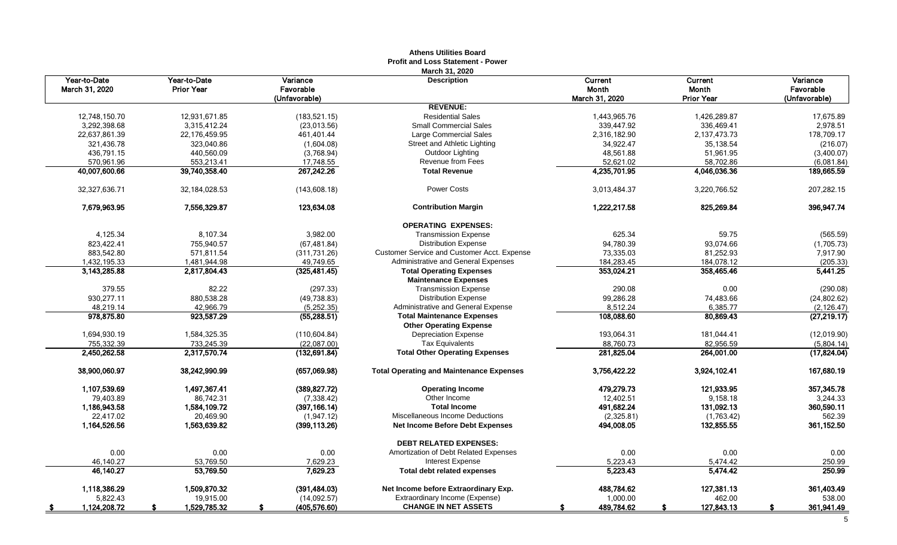**Athens Utilities Board**
**Profit and Loss Statement - Power**
**March 31, 2020**

| Year-to-Date March 31, 2020 | Year-to-Date Prior Year | Variance Favorable (Unfavorable) | Description | Current Month March 31, 2020 | Current Month Prior Year | Variance Favorable (Unfavorable) |
|---|---|---|---|---|---|---|
| | | | **REVENUE:** | | | |
| 12,748,150.70 | 12,931,671.85 | (183,521.15) | Residential Sales | 1,443,965.76 | 1,426,289.87 | 17,675.89 |
| 3,292,398.68 | 3,315,412.24 | (23,013.56) | Small Commercial Sales | 339,447.92 | 336,469.41 | 2,978.51 |
| 22,637,861.39 | 22,176,459.95 | 461,401.44 | Large Commercial Sales | 2,316,182.90 | 2,137,473.73 | 178,709.17 |
| 321,436.78 | 323,040.86 | (1,604.08) | Street and Athletic Lighting | 34,922.47 | 35,138.54 | (216.07) |
| 436,791.15 | 440,560.09 | (3,768.94) | Outdoor Lighting | 48,561.88 | 51,961.95 | (3,400.07) |
| 570,961.96 | 553,213.41 | 17,748.55 | Revenue from Fees | 52,621.02 | 58,702.86 | (6,081.84) |
| **40,007,600.66** | **39,740,358.40** | **267,242.26** | **Total Revenue** | **4,235,701.95** | **4,046,036.36** | **189,665.59** |
| 32,327,636.71 | 32,184,028.53 | (143,608.18) | Power Costs | 3,013,484.37 | 3,220,766.52 | 207,282.15 |
| **7,679,963.95** | **7,556,329.87** | **123,634.08** | **Contribution Margin** | **1,222,217.58** | **825,269.84** | **396,947.74** |
| | | | **OPERATING EXPENSES:** | | | |
| 4,125.34 | 8,107.34 | 3,982.00 | Transmission Expense | 625.34 | 59.75 | (565.59) |
| 823,422.41 | 755,940.57 | (67,481.84) | Distribution Expense | 94,780.39 | 93,074.66 | (1,705.73) |
| 883,542.80 | 571,811.54 | (311,731.26) | Customer Service and Customer Acct. Expense | 73,335.03 | 81,252.93 | 7,917.90 |
| 1,432,195.33 | 1,481,944.98 | 49,749.65 | Administrative and General Expenses | 184,283.45 | 184,078.12 | (205.33) |
| **3,143,285.88** | **2,817,804.43** | **(325,481.45)** | **Total Operating Expenses** | **353,024.21** | **358,465.46** | **5,441.25** |
| | | | **Maintenance Expenses** | | | |
| 379.55 | 82.22 | (297.33) | Transmission Expense | 290.08 | 0.00 | (290.08) |
| 930,277.11 | 880,538.28 | (49,738.83) | Distribution Expense | 99,286.28 | 74,483.66 | (24,802.62) |
| 48,219.14 | 42,966.79 | (5,252.35) | Administrative and General Expense | 8,512.24 | 6,385.77 | (2,126.47) |
| **978,875.80** | **923,587.29** | **(55,288.51)** | **Total Maintenance Expenses** | **108,088.60** | **80,869.43** | **(27,219.17)** |
| | | | **Other Operating Expense** | | | |
| 1,694,930.19 | 1,584,325.35 | (110,604.84) | Depreciation Expense | 193,064.31 | 181,044.41 | (12,019.90) |
| 755,332.39 | 733,245.39 | (22,087.00) | Tax Equivalents | 88,760.73 | 82,956.59 | (5,804.14) |
| **2,450,262.58** | **2,317,570.74** | **(132,691.84)** | **Total Other Operating Expenses** | **281,825.04** | **264,001.00** | **(17,824.04)** |
| **38,900,060.97** | **38,242,990.99** | **(657,069.98)** | **Total Operating and Maintenance Expenses** | **3,756,422.22** | **3,924,102.41** | **167,680.19** |
| **1,107,539.69** | **1,497,367.41** | **(389,827.72)** | **Operating Income** | **479,279.73** | **121,933.95** | **357,345.78** |
| 79,403.89 | 86,742.31 | (7,338.42) | Other Income | 12,402.51 | 9,158.18 | 3,244.33 |
| **1,186,943.58** | **1,584,109.72** | **(397,166.14)** | **Total Income** | **491,682.24** | **131,092.13** | **360,590.11** |
| 22,417.02 | 20,469.90 | (1,947.12) | Miscellaneous Income Deductions | (2,325.81) | (1,763.42) | 562.39 |
| **1,164,526.56** | **1,563,639.82** | **(399,113.26)** | **Net Income Before Debt Expenses** | **494,008.05** | **132,855.55** | **361,152.50** |
| | | | **DEBT RELATED EXPENSES:** | | | |
| 0.00 | 0.00 | 0.00 | Amortization of Debt Related Expenses | 0.00 | 0.00 | 0.00 |
| 46,140.27 | 53,769.50 | 7,629.23 | Interest Expense | 5,223.43 | 5,474.42 | 250.99 |
| **46,140.27** | **53,769.50** | **7,629.23** | **Total debt related expenses** | **5,223.43** | **5,474.42** | **250.99** |
| **1,118,386.29** | **1,509,870.32** | **(391,484.03)** | **Net Income before Extraordinary Exp.** | **488,784.62** | **127,381.13** | **361,403.49** |
| 5,822.43 | 19,915.00 | (14,092.57) | Extraordinary Income (Expense) | 1,000.00 | 462.00 | 538.00 |
| **$ 1,124,208.72** | **$ 1,529,785.32** | **$ (405,576.60)** | **CHANGE IN NET ASSETS** | **$ 489,784.62** | **$ 127,843.13** | **$ 361,941.49** |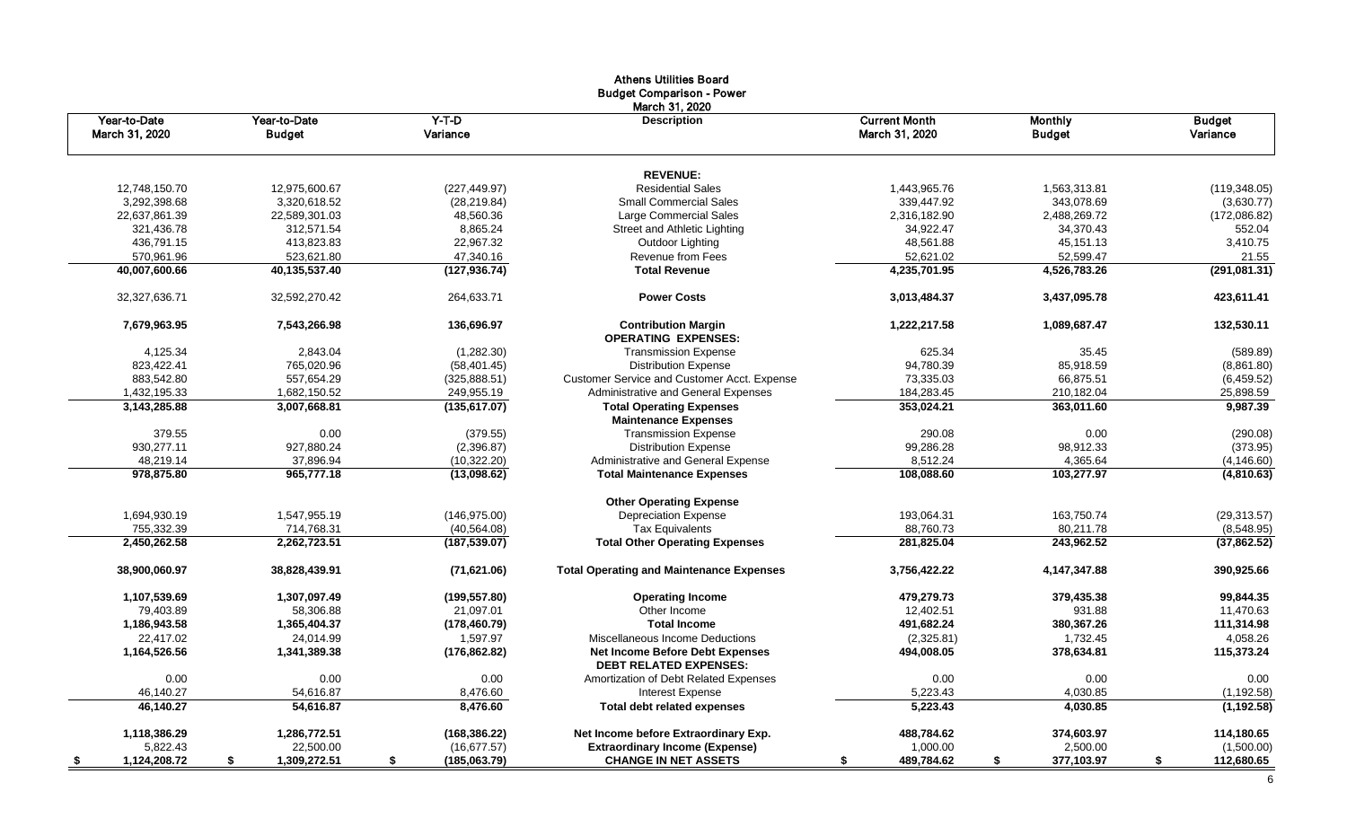# Athens Utilities Board
## Budget Comparison - Power
### March 31, 2020

| Year-to-Date March 31, 2020 | Year-to-Date Budget | Y-T-D Variance | Description | Current Month March 31, 2020 | Monthly Budget | Budget Variance |
|---|---|---|---|---|---|---|
| | | | **REVENUE:** | | | |
| 12,748,150.70 | 12,975,600.67 | (227,449.97) | Residential Sales | 1,443,965.76 | 1,563,313.81 | (119,348.05) |
| 3,292,398.68 | 3,320,618.52 | (28,219.84) | Small Commercial Sales | 339,447.92 | 343,078.69 | (3,630.77) |
| 22,637,861.39 | 22,589,301.03 | 48,560.36 | Large Commercial Sales | 2,316,182.90 | 2,488,269.72 | (172,086.82) |
| 321,436.78 | 312,571.54 | 8,865.24 | Street and Athletic Lighting | 34,922.47 | 34,370.43 | 552.04 |
| 436,791.15 | 413,823.83 | 22,967.32 | Outdoor Lighting | 48,561.88 | 45,151.13 | 3,410.75 |
| 570,961.96 | 523,621.80 | 47,340.16 | Revenue from Fees | 52,621.02 | 52,599.47 | 21.55 |
| **40,007,600.66** | **40,135,537.40** | **(127,936.74)** | **Total Revenue** | **4,235,701.95** | **4,526,783.26** | **(291,081.31)** |
| 32,327,636.71 | 32,592,270.42 | 264,633.71 | **Power Costs** | **3,013,484.37** | **3,437,095.78** | **423,611.41** |
| **7,679,963.95** | **7,543,266.98** | **136,696.97** | **Contribution Margin** | **1,222,217.58** | **1,089,687.47** | **132,530.11** |
| | | | **OPERATING EXPENSES:** | | | |
| 4,125.34 | 2,843.04 | (1,282.30) | Transmission Expense | 625.34 | 35.45 | (589.89) |
| 823,422.41 | 765,020.96 | (58,401.45) | Distribution Expense | 94,780.39 | 85,918.59 | (8,861.80) |
| 883,542.80 | 557,654.29 | (325,888.51) | Customer Service and Customer Acct. Expense | 73,335.03 | 66,875.51 | (6,459.52) |
| 1,432,195.33 | 1,682,150.52 | 249,955.19 | Administrative and General Expenses | 184,283.45 | 210,182.04 | 25,898.59 |
| **3,143,285.88** | **3,007,668.81** | **(135,617.07)** | **Total Operating Expenses** | **353,024.21** | **363,011.60** | **9,987.39** |
| | | | **Maintenance Expenses** | | | |
| 379.55 | 0.00 | (379.55) | Transmission Expense | 290.08 | 0.00 | (290.08) |
| 930,277.11 | 927,880.24 | (2,396.87) | Distribution Expense | 99,286.28 | 98,912.33 | (373.95) |
| 48,219.14 | 37,896.94 | (10,322.20) | Administrative and General Expense | 8,512.24 | 4,365.64 | (4,146.60) |
| **978,875.80** | **965,777.18** | **(13,098.62)** | **Total Maintenance Expenses** | **108,088.60** | **103,277.97** | **(4,810.63)** |
| | | | **Other Operating Expense** | | | |
| 1,694,930.19 | 1,547,955.19 | (146,975.00) | Depreciation Expense | 193,064.31 | 163,750.74 | (29,313.57) |
| 755,332.39 | 714,768.31 | (40,564.08) | Tax Equivalents | 88,760.73 | 80,211.78 | (8,548.95) |
| **2,450,262.58** | **2,262,723.51** | **(187,539.07)** | **Total Other Operating Expenses** | **281,825.04** | **243,962.52** | **(37,862.52)** |
| **38,900,060.97** | **38,828,439.91** | **(71,621.06)** | **Total Operating and Maintenance Expenses** | **3,756,422.22** | **4,147,347.88** | **390,925.66** |
| **1,107,539.69** | **1,307,097.49** | **(199,557.80)** | **Operating Income** | **479,279.73** | **379,435.38** | **99,844.35** |
| 79,403.89 | 58,306.88 | 21,097.01 | Other Income | 12,402.51 | 931.88 | 11,470.63 |
| **1,186,943.58** | **1,365,404.37** | **(178,460.79)** | **Total Income** | **491,682.24** | **380,367.26** | **111,314.98** |
| 22,417.02 | 24,014.99 | 1,597.97 | Miscellaneous Income Deductions | (2,325.81) | 1,732.45 | 4,058.26 |
| **1,164,526.56** | **1,341,389.38** | **(176,862.82)** | **Net Income Before Debt Expenses** | **494,008.05** | **378,634.81** | **115,373.24** |
| | | | **DEBT RELATED EXPENSES:** | | | |
| 0.00 | 0.00 | 0.00 | Amortization of Debt Related Expenses | 0.00 | 0.00 | 0.00 |
| 46,140.27 | 54,616.87 | 8,476.60 | Interest Expense | 5,223.43 | 4,030.85 | (1,192.58) |
| **46,140.27** | **54,616.87** | **8,476.60** | **Total debt related expenses** | **5,223.43** | **4,030.85** | **(1,192.58)** |
| **1,118,386.29** | **1,286,772.51** | **(168,386.22)** | **Net Income before Extraordinary Exp.** | **488,784.62** | **374,603.97** | **114,180.65** |
| 5,822.43 | 22,500.00 | (16,677.57) | **Extraordinary Income (Expense)** | 1,000.00 | 2,500.00 | (1,500.00) |
| **$ 1,124,208.72** | **$ 1,309,272.51** | **$ (185,063.79)** | **CHANGE IN NET ASSETS** | **$ 489,784.62** | **$ 377,103.97** | **$ 112,680.65** |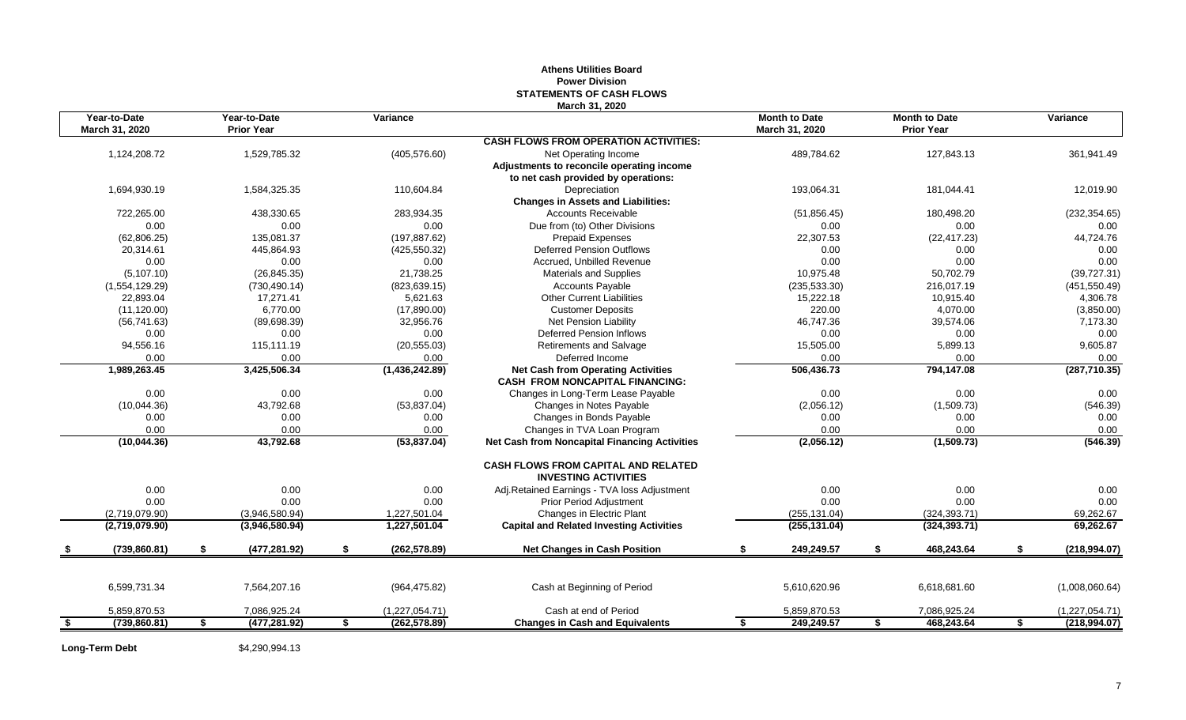**Athens Utilities Board**
**Power Division**
**STATEMENTS OF CASH FLOWS**
**March 31, 2020**

| Year-to-Date March 31, 2020 | Year-to-Date Prior Year | Variance | | Month to Date March 31, 2020 | Month to Date Prior Year | Variance |
|---|---|---|---|---|---|---|
| | | | **CASH FLOWS FROM OPERATION ACTIVITIES:** | | | |
| 1,124,208.72 | 1,529,785.32 | (405,576.60) | Net Operating Income | 489,784.62 | 127,843.13 | 361,941.49 |
| | | | **Adjustments to reconcile operating income** | | | |
| | | | **to net cash provided by operations:** | | | |
| 1,694,930.19 | 1,584,325.35 | 110,604.84 | Depreciation | 193,064.31 | 181,044.41 | 12,019.90 |
| | | | **Changes in Assets and Liabilities:** | | | |
| 722,265.00 | 438,330.65 | 283,934.35 | Accounts Receivable | (51,856.45) | 180,498.20 | (232,354.65) |
| 0.00 | 0.00 | 0.00 | Due from (to) Other Divisions | 0.00 | 0.00 | 0.00 |
| (62,806.25) | 135,081.37 | (197,887.62) | Prepaid Expenses | 22,307.53 | (22,417.23) | 44,724.76 |
| 20,314.61 | 445,864.93 | (425,550.32) | Deferred Pension Outflows | 0.00 | 0.00 | 0.00 |
| 0.00 | 0.00 | 0.00 | Accrued, Unbilled Revenue | 0.00 | 0.00 | 0.00 |
| (5,107.10) | (26,845.35) | 21,738.25 | Materials and Supplies | 10,975.48 | 50,702.79 | (39,727.31) |
| (1,554,129.29) | (730,490.14) | (823,639.15) | Accounts Payable | (235,533.30) | 216,017.19 | (451,550.49) |
| 22,893.04 | 17,271.41 | 5,621.63 | Other Current Liabilities | 15,222.18 | 10,915.40 | 4,306.78 |
| (11,120.00) | 6,770.00 | (17,890.00) | Customer Deposits | 220.00 | 4,070.00 | (3,850.00) |
| (56,741.63) | (89,698.39) | 32,956.76 | Net Pension Liability | 46,747.36 | 39,574.06 | 7,173.30 |
| 0.00 | 0.00 | 0.00 | Deferred Pension Inflows | 0.00 | 0.00 | 0.00 |
| 94,556.16 | 115,111.19 | (20,555.03) | Retirements and Salvage | 15,505.00 | 5,899.13 | 9,605.87 |
| 0.00 | 0.00 | 0.00 | Deferred Income | 0.00 | 0.00 | 0.00 |
| **1,989,263.45** | **3,425,506.34** | **(1,436,242.89)** | **Net Cash from Operating Activities** | **506,436.73** | **794,147.08** | **(287,710.35)** |
| | | | **CASH FROM NONCAPITAL FINANCING:** | | | |
| 0.00 | 0.00 | 0.00 | Changes in Long-Term Lease Payable | 0.00 | 0.00 | 0.00 |
| (10,044.36) | 43,792.68 | (53,837.04) | Changes in Notes Payable | (2,056.12) | (1,509.73) | (546.39) |
| 0.00 | 0.00 | 0.00 | Changes in Bonds Payable | 0.00 | 0.00 | 0.00 |
| 0.00 | 0.00 | 0.00 | Changes in TVA Loan Program | 0.00 | 0.00 | 0.00 |
| **(10,044.36)** | **43,792.68** | **(53,837.04)** | **Net Cash from Noncapital Financing Activities** | **(2,056.12)** | **(1,509.73)** | **(546.39)** |
| | | | **CASH FLOWS FROM CAPITAL AND RELATED INVESTING ACTIVITIES** | | | |
| 0.00 | 0.00 | 0.00 | Adj.Retained Earnings - TVA loss Adjustment | 0.00 | 0.00 | 0.00 |
| 0.00 | 0.00 | 0.00 | Prior Period Adjustment | 0.00 | 0.00 | 0.00 |
| (2,719,079.90) | (3,946,580.94) | 1,227,501.04 | Changes in Electric Plant | (255,131.04) | (324,393.71) | 69,262.67 |
| **(2,719,079.90)** | **(3,946,580.94)** | **1,227,501.04** | **Capital and Related Investing Activities** | **(255,131.04)** | **(324,393.71)** | **69,262.67** |
| **$ (739,860.81)** | **$ (477,281.92)** | **$ (262,578.89)** | **Net Changes in Cash Position** | **$ 249,249.57** | **$ 468,243.64** | **$ (218,994.07)** |
| 6,599,731.34 | 7,564,207.16 | (964,475.82) | Cash at Beginning of Period | 5,610,620.96 | 6,618,681.60 | (1,008,060.64) |
| 5,859,870.53 | 7,086,925.24 | (1,227,054.71) | Cash at end of Period | 5,859,870.53 | 7,086,925.24 | (1,227,054.71) |
| **$ (739,860.81)** | **$ (477,281.92)** | **$ (262,578.89)** | **Changes in Cash and Equivalents** | **$ 249,249.57** | **$ 468,243.64** | **$ (218,994.07)** |

**Long-Term Debt** $4,290,994.13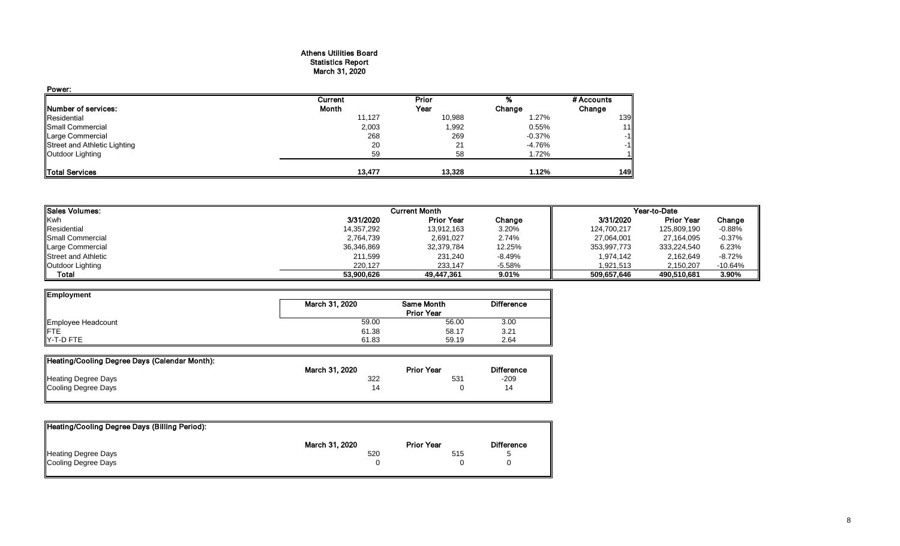# Athens Utilities Board
## Statistics Report
### March 31, 2020

**Power:**

| Number of services: | Current Month | Prior Year | % Change | # Accounts Change |
|---|---|---|---|---|
| Residential | 11,127 | 10,988 | 1.27% | 139 |
| Small Commercial | 2,003 | 1,992 | 0.55% | 11 |
| Large Commercial | 268 | 269 | -0.37% | -1 |
| Street and Athletic Lighting | 20 | 21 | -4.76% | -1 |
| Outdoor Lighting | 59 | 58 | 1.72% | 1 |
| **Total Services** | **13,477** | **13,328** | **1.12%** | **149** |

| Sales Volumes: | Current Month | | | Year-to-Date | | |
|---|---|---|---|---|---|---|
| Kwh | 3/31/2020 | Prior Year | Change | 3/31/2020 | Prior Year | Change |
| Residential | 14,357,292 | 13,912,163 | 3.20% | 124,700,217 | 125,809,190 | -0.88% |
| Small Commercial | 2,764,739 | 2,691,027 | 2.74% | 27,064,001 | 27,164,095 | -0.37% |
| Large Commercial | 36,346,869 | 32,379,784 | 12.25% | 353,997,773 | 333,224,540 | 6.23% |
| Street and Athletic | 211,599 | 231,240 | -8.49% | 1,974,142 | 2,162,649 | -8.72% |
| Outdoor Lighting | 220,127 | 233,147 | -5.58% | 1,921,513 | 2,150,207 | -10.64% |
| **Total** | **53,900,626** | **49,447,361** | **9.01%** | **509,657,646** | **490,510,681** | **3.90%** |

| Employment | March 31, 2020 | Same Month Prior Year | Difference |
|---|---|---|---|
| Employee Headcount | 59.00 | 56.00 | 3.00 |
| FTE | 61.38 | 58.17 | 3.21 |
| Y-T-D FTE | 61.83 | 59.19 | 2.64 |

| Heating/Cooling Degree Days (Calendar Month): | March 31, 2020 | Prior Year | Difference |
|---|---|---|---|
| Heating Degree Days | 322 | 531 | -209 |
| Cooling Degree Days | 14 | 0 | 14 |

| Heating/Cooling Degree Days (Billing Period): | March 31, 2020 | Prior Year | Difference |
|---|---|---|---|
| Heating Degree Days | 520 | 515 | 5 |
| Cooling Degree Days | 0 | 0 | 0 |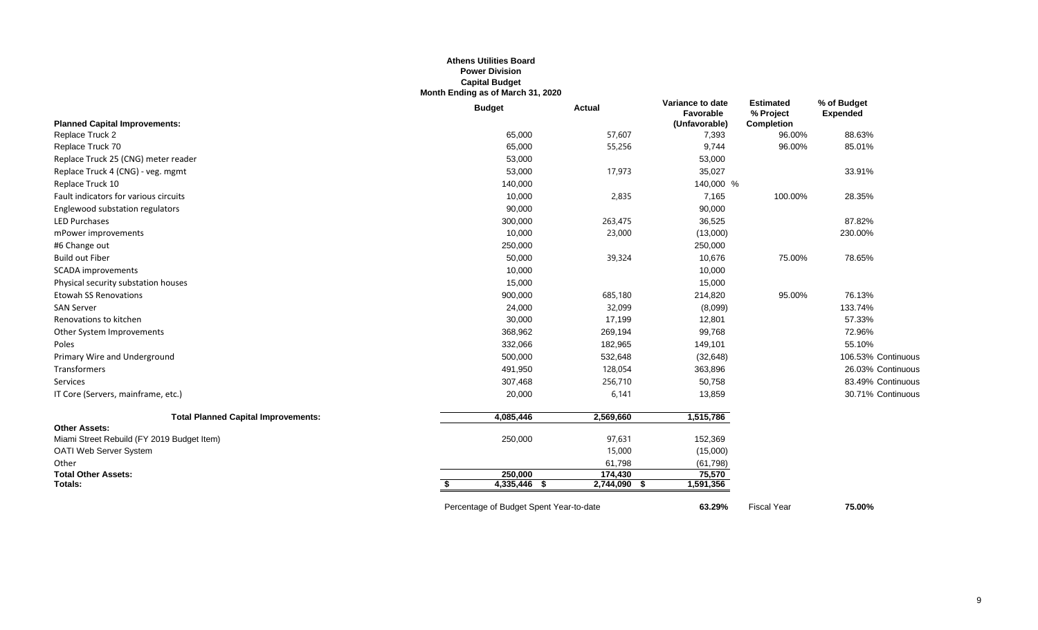**Athens Utilities Board**
**Power Division**
**Capital Budget**
**Month Ending as of March 31, 2020**

| Planned Capital Improvements: | Budget | Actual | Variance to date Favorable (Unfavorable) | Estimated % Project Completion | % of Budget Expended |
|---|---|---|---|---|---|
| Replace Truck 2 | 65,000 | 57,607 | 7,393 | 96.00% | 88.63% |
| Replace Truck 70 | 65,000 | 55,256 | 9,744 | 96.00% | 85.01% |
| Replace Truck 25 (CNG) meter reader | 53,000 | | 53,000 | | |
| Replace Truck 4 (CNG) - veg. mgmt | 53,000 | 17,973 | 35,027 | | 33.91% |
| Replace Truck 10 | 140,000 | | 140,000 % | | |
| Fault indicators for various circuits | 10,000 | 2,835 | 7,165 | 100.00% | 28.35% |
| Englewood substation regulators | 90,000 | | 90,000 | | |
| LED Purchases | 300,000 | 263,475 | 36,525 | | 87.82% |
| mPower improvements | 10,000 | 23,000 | (13,000) | | 230.00% |
| #6 Change out | 250,000 | | 250,000 | | |
| Build out Fiber | 50,000 | 39,324 | 10,676 | 75.00% | 78.65% |
| SCADA improvements | 10,000 | | 10,000 | | |
| Physical security substation houses | 15,000 | | 15,000 | | |
| Etowah SS Renovations | 900,000 | 685,180 | 214,820 | 95.00% | 76.13% |
| SAN Server | 24,000 | 32,099 | (8,099) | | 133.74% |
| Renovations to kitchen | 30,000 | 17,199 | 12,801 | | 57.33% |
| Other System Improvements | 368,962 | 269,194 | 99,768 | | 72.96% |
| Poles | 332,066 | 182,965 | 149,101 | | 55.10% |
| Primary Wire and Underground | 500,000 | 532,648 | (32,648) | | 106.53% Continuous |
| Transformers | 491,950 | 128,054 | 363,896 | | 26.03% Continuous |
| Services | 307,468 | 256,710 | 50,758 | | 83.49% Continuous |
| IT Core (Servers, mainframe, etc.) | 20,000 | 6,141 | 13,859 | | 30.71% Continuous |
| **Total Planned Capital Improvements:** | 4,085,446 | 2,569,660 | 1,515,786 | | |
| **Other Assets:** | | | | | |
| Miami Street Rebuild (FY 2019 Budget Item) | 250,000 | 97,631 | 152,369 | | |
| OATI Web Server System | | 15,000 | (15,000) | | |
| Other | | 61,798 | (61,798) | | |
| **Total Other Assets:** | 250,000 | 174,430 | 75,570 | | |
| **Totals:** | $ 4,335,446 | $ 2,744,090 | $ 1,591,356 | | |

| | | |
|---|---|---|
| Percentage of Budget Spent Year-to-date | **63.29%** | Fiscal Year **75.00%** |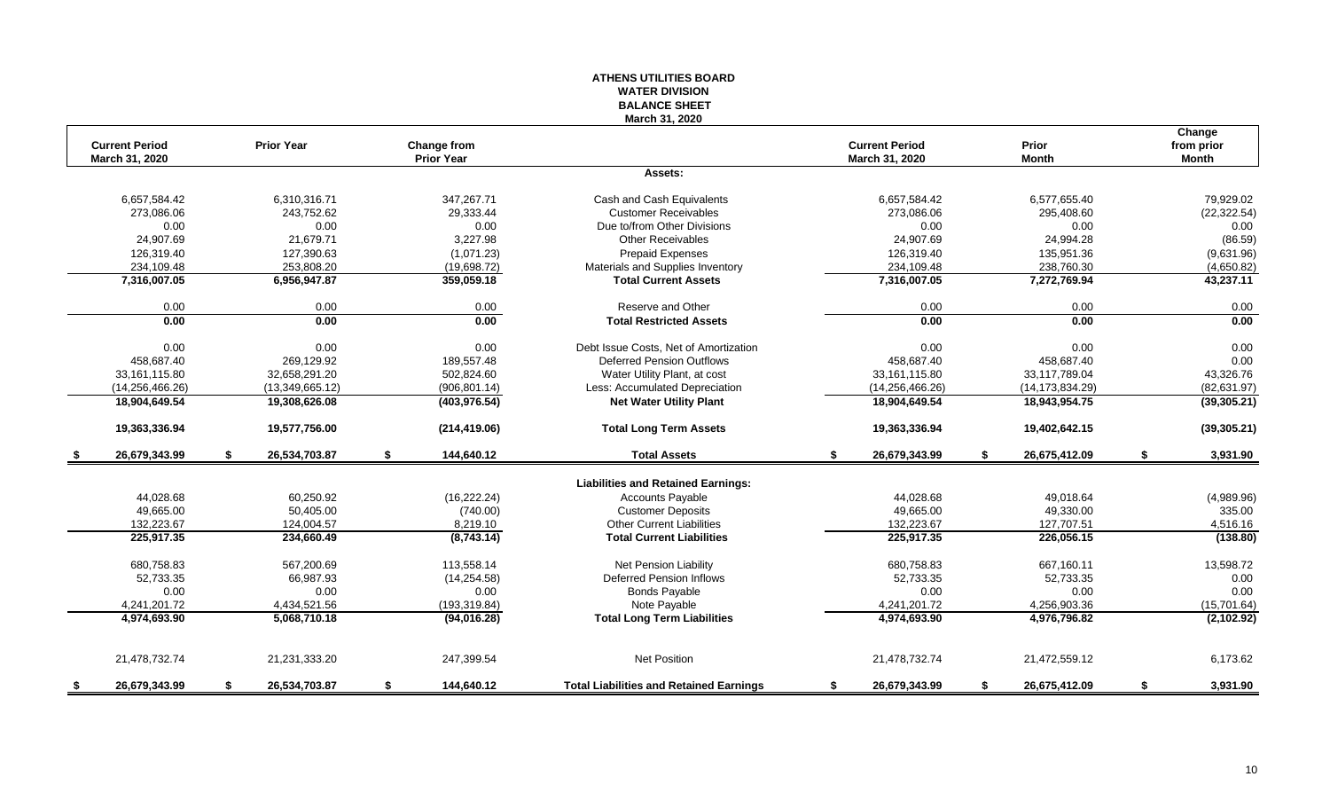# ATHENS UTILITIES BOARD
## WATER DIVISION
## BALANCE SHEET
### March 31, 2020

| Current Period March 31, 2020 | Prior Year | Change from Prior Year | | Current Period March 31, 2020 | Prior Month | Change from prior Month |
|---|---|---|---|---|---|---|
| | | | **Assets:** | | | |
| 6,657,584.42 | 6,310,316.71 | 347,267.71 | Cash and Cash Equivalents | 6,657,584.42 | 6,577,655.40 | 79,929.02 |
| 273,086.06 | 243,752.62 | 29,333.44 | Customer Receivables | 273,086.06 | 295,408.60 | (22,322.54) |
| 0.00 | 0.00 | 0.00 | Due to/from Other Divisions | 0.00 | 0.00 | 0.00 |
| 24,907.69 | 21,679.71 | 3,227.98 | Other Receivables | 24,907.69 | 24,994.28 | (86.59) |
| 126,319.40 | 127,390.63 | (1,071.23) | Prepaid Expenses | 126,319.40 | 135,951.36 | (9,631.96) |
| 234,109.48 | 253,808.20 | (19,698.72) | Materials and Supplies Inventory | 234,109.48 | 238,760.30 | (4,650.82) |
| **7,316,007.05** | **6,956,947.87** | **359,059.18** | **Total Current Assets** | **7,316,007.05** | **7,272,769.94** | **43,237.11** |
| 0.00 | 0.00 | 0.00 | Reserve and Other | 0.00 | 0.00 | 0.00 |
| **0.00** | **0.00** | **0.00** | **Total Restricted Assets** | **0.00** | **0.00** | **0.00** |
| 0.00 | 0.00 | 0.00 | Debt Issue Costs, Net of Amortization | 0.00 | 0.00 | 0.00 |
| 458,687.40 | 269,129.92 | 189,557.48 | Deferred Pension Outflows | 458,687.40 | 458,687.40 | 0.00 |
| 33,161,115.80 | 32,658,291.20 | 502,824.60 | Water Utility Plant, at cost | 33,161,115.80 | 33,117,789.04 | 43,326.76 |
| (14,256,466.26) | (13,349,665.12) | (906,801.14) | Less: Accumulated Depreciation | (14,256,466.26) | (14,173,834.29) | (82,631.97) |
| **18,904,649.54** | **19,308,626.08** | **(403,976.54)** | **Net Water Utility Plant** | **18,904,649.54** | **18,943,954.75** | **(39,305.21)** |
| **19,363,336.94** | **19,577,756.00** | **(214,419.06)** | **Total Long Term Assets** | **19,363,336.94** | **19,402,642.15** | **(39,305.21)** |
| **$ 26,679,343.99** | **$ 26,534,703.87** | **$ 144,640.12** | **Total Assets** | **$ 26,679,343.99** | **$ 26,675,412.09** | **$ 3,931.90** |
| | | | **Liabilities and Retained Earnings:** | | | |
| 44,028.68 | 60,250.92 | (16,222.24) | Accounts Payable | 44,028.68 | 49,018.64 | (4,989.96) |
| 49,665.00 | 50,405.00 | (740.00) | Customer Deposits | 49,665.00 | 49,330.00 | 335.00 |
| 132,223.67 | 124,004.57 | 8,219.10 | Other Current Liabilities | 132,223.67 | 127,707.51 | 4,516.16 |
| **225,917.35** | **234,660.49** | **(8,743.14)** | **Total Current Liabilities** | **225,917.35** | **226,056.15** | **(138.80)** |
| 680,758.83 | 567,200.69 | 113,558.14 | Net Pension Liability | 680,758.83 | 667,160.11 | 13,598.72 |
| 52,733.35 | 66,987.93 | (14,254.58) | Deferred Pension Inflows | 52,733.35 | 52,733.35 | 0.00 |
| 0.00 | 0.00 | 0.00 | Bonds Payable | 0.00 | 0.00 | 0.00 |
| 4,241,201.72 | 4,434,521.56 | (193,319.84) | Note Payable | 4,241,201.72 | 4,256,903.36 | (15,701.64) |
| **4,974,693.90** | **5,068,710.18** | **(94,016.28)** | **Total Long Term Liabilities** | **4,974,693.90** | **4,976,796.82** | **(2,102.92)** |
| 21,478,732.74 | 21,231,333.20 | 247,399.54 | Net Position | 21,478,732.74 | 21,472,559.12 | 6,173.62 |
| **$ 26,679,343.99** | **$ 26,534,703.87** | **$ 144,640.12** | **Total Liabilities and Retained Earnings** | **$ 26,679,343.99** | **$ 26,675,412.09** | **$ 3,931.90** |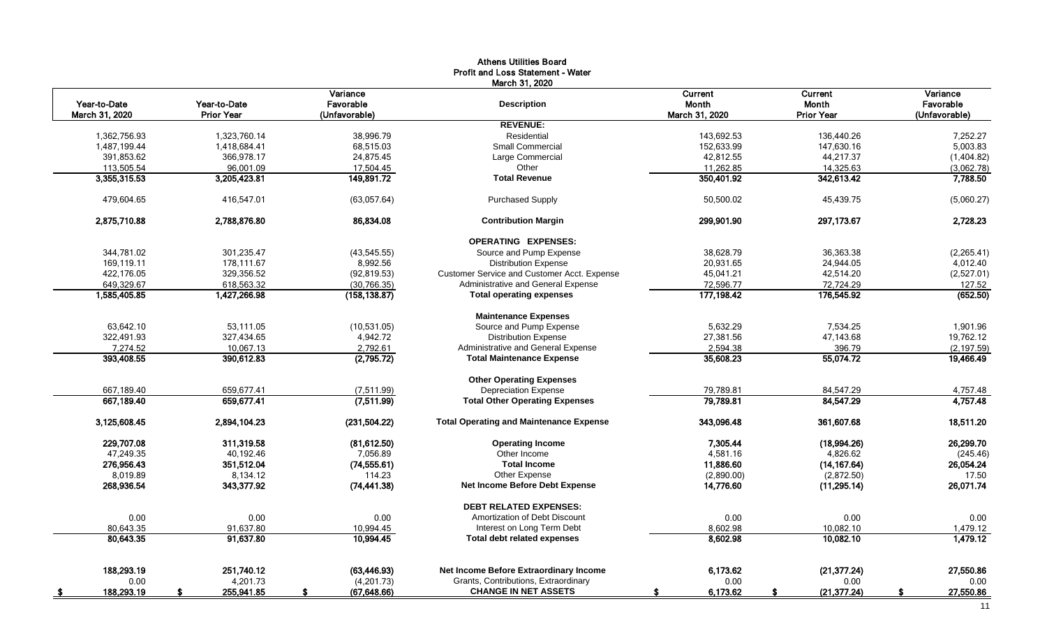# Athens Utilities Board
## Profit and Loss Statement - Water
### March 31, 2020

| Year-to-Date March 31, 2020 | Year-to-Date Prior Year | Variance Favorable (Unfavorable) | Description | Current Month March 31, 2020 | Current Month Prior Year | Variance Favorable (Unfavorable) |
|---|---|---|---|---|---|---|
| | | | **REVENUE:** | | | |
| 1,362,756.93 | 1,323,760.14 | 38,996.79 | Residential | 143,692.53 | 136,440.26 | 7,252.27 |
| 1,487,199.44 | 1,418,684.41 | 68,515.03 | Small Commercial | 152,633.99 | 147,630.16 | 5,003.83 |
| 391,853.62 | 366,978.17 | 24,875.45 | Large Commercial | 42,812.55 | 44,217.37 | (1,404.82) |
| 113,505.54 | 96,001.09 | 17,504.45 | Other | 11,262.85 | 14,325.63 | (3,062.78) |
| **3,355,315.53** | **3,205,423.81** | **149,891.72** | **Total Revenue** | **350,401.92** | **342,613.42** | **7,788.50** |
| 479,604.65 | 416,547.01 | (63,057.64) | Purchased Supply | 50,500.02 | 45,439.75 | (5,060.27) |
| **2,875,710.88** | **2,788,876.80** | **86,834.08** | **Contribution Margin** | **299,901.90** | **297,173.67** | **2,728.23** |
| | | | **OPERATING EXPENSES:** | | | |
| 344,781.02 | 301,235.47 | (43,545.55) | Source and Pump Expense | 38,628.79 | 36,363.38 | (2,265.41) |
| 169,119.11 | 178,111.67 | 8,992.56 | Distribution Expense | 20,931.65 | 24,944.05 | 4,012.40 |
| 422,176.05 | 329,356.52 | (92,819.53) | Customer Service and Customer Acct. Expense | 45,041.21 | 42,514.20 | (2,527.01) |
| 649,329.67 | 618,563.32 | (30,766.35) | Administrative and General Expense | 72,596.77 | 72,724.29 | 127.52 |
| **1,585,405.85** | **1,427,266.98** | **(158,138.87)** | **Total operating expenses** | **177,198.42** | **176,545.92** | **(652.50)** |
| | | | **Maintenance Expenses** | | | |
| 63,642.10 | 53,111.05 | (10,531.05) | Source and Pump Expense | 5,632.29 | 7,534.25 | 1,901.96 |
| 322,491.93 | 327,434.65 | 4,942.72 | Distribution Expense | 27,381.56 | 47,143.68 | 19,762.12 |
| 7,274.52 | 10,067.13 | 2,792.61 | Administrative and General Expense | 2,594.38 | 396.79 | (2,197.59) |
| **393,408.55** | **390,612.83** | **(2,795.72)** | **Total Maintenance Expense** | **35,608.23** | **55,074.72** | **19,466.49** |
| | | | **Other Operating Expenses** | | | |
| 667,189.40 | 659,677.41 | (7,511.99) | Depreciation Expense | 79,789.81 | 84,547.29 | 4,757.48 |
| **667,189.40** | **659,677.41** | **(7,511.99)** | **Total Other Operating Expenses** | **79,789.81** | **84,547.29** | **4,757.48** |
| **3,125,608.45** | **2,894,104.23** | **(231,504.22)** | **Total Operating and Maintenance Expense** | **343,096.48** | **361,607.68** | **18,511.20** |
| **229,707.08** | **311,319.58** | **(81,612.50)** | **Operating Income** | **7,305.44** | **(18,994.26)** | **26,299.70** |
| 47,249.35 | 40,192.46 | 7,056.89 | Other Income | 4,581.16 | 4,826.62 | (245.46) |
| **276,956.43** | **351,512.04** | **(74,555.61)** | **Total Income** | **11,886.60** | **(14,167.64)** | **26,054.24** |
| 8,019.89 | 8,134.12 | 114.23 | Other Expense | (2,890.00) | (2,872.50) | 17.50 |
| **268,936.54** | **343,377.92** | **(74,441.38)** | **Net Income Before Debt Expense** | **14,776.60** | **(11,295.14)** | **26,071.74** |
| | | | **DEBT RELATED EXPENSES:** | | | |
| 0.00 | 0.00 | 0.00 | Amortization of Debt Discount | 0.00 | 0.00 | 0.00 |
| 80,643.35 | 91,637.80 | 10,994.45 | Interest on Long Term Debt | 8,602.98 | 10,082.10 | 1,479.12 |
| 80,643.35 | 91,637.80 | 10,994.45 | Total debt related expenses | 8,602.98 | 10,082.10 | 1,479.12 |
| **188,293.19** | **251,740.12** | **(63,446.93)** | **Net Income Before Extraordinary Income** | **6,173.62** | **(21,377.24)** | **27,550.86** |
| 0.00 | 4,201.73 | (4,201.73) | Grants, Contributions, Extraordinary | 0.00 | 0.00 | 0.00 |
| **$ 188,293.19** | **$ 255,941.85** | **$ (67,648.66)** | **CHANGE IN NET ASSETS** | **$ 6,173.62** | **$ (21,377.24)** | **$ 27,550.86** |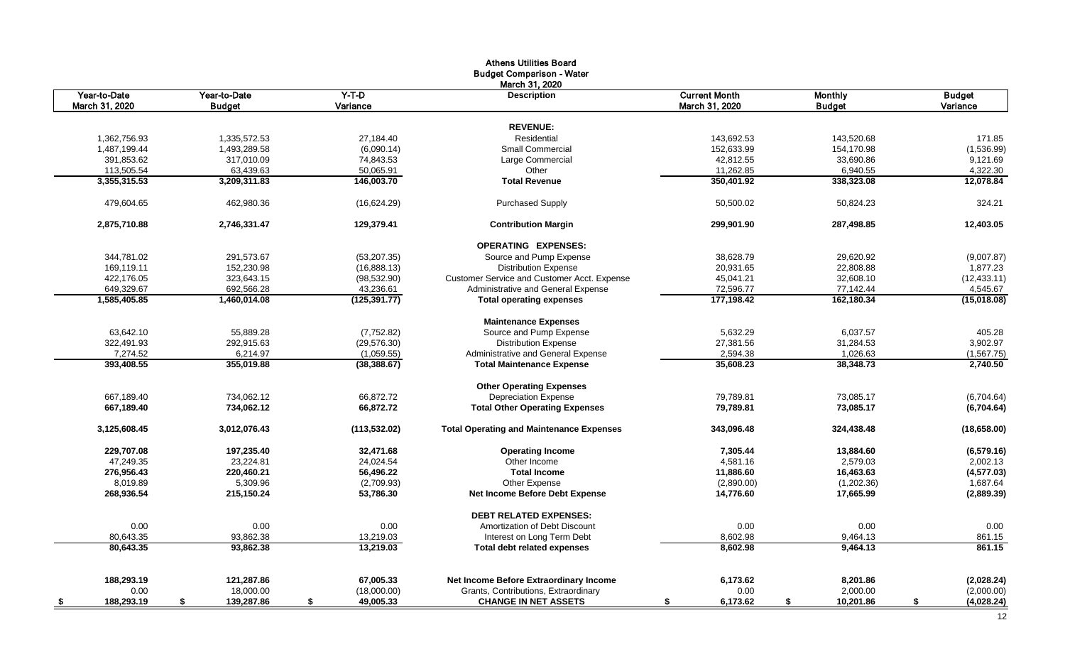# Athens Utilities Board
## Budget Comparison - Water
### March 31, 2020

| Year-to-Date March 31, 2020 | Year-to-Date Budget | Y-T-D Variance | Description | Current Month March 31, 2020 | Monthly Budget | Budget Variance |
|---|---|---|---|---|---|---|
| | | | **REVENUE:** | | | |
| 1,362,756.93 | 1,335,572.53 | 27,184.40 | Residential | 143,692.53 | 143,520.68 | 171.85 |
| 1,487,199.44 | 1,493,289.58 | (6,090.14) | Small Commercial | 152,633.99 | 154,170.98 | (1,536.99) |
| 391,853.62 | 317,010.09 | 74,843.53 | Large Commercial | 42,812.55 | 33,690.86 | 9,121.69 |
| 113,505.54 | 63,439.63 | 50,065.91 | Other | 11,262.85 | 6,940.55 | 4,322.30 |
| **3,355,315.53** | **3,209,311.83** | **146,003.70** | **Total Revenue** | **350,401.92** | **338,323.08** | **12,078.84** |
| 479,604.65 | 462,980.36 | (16,624.29) | Purchased Supply | 50,500.02 | 50,824.23 | 324.21 |
| **2,875,710.88** | **2,746,331.47** | **129,379.41** | **Contribution Margin** | **299,901.90** | **287,498.85** | **12,403.05** |
| | | | **OPERATING EXPENSES:** | | | |
| 344,781.02 | 291,573.67 | (53,207.35) | Source and Pump Expense | 38,628.79 | 29,620.92 | (9,007.87) |
| 169,119.11 | 152,230.98 | (16,888.13) | Distribution Expense | 20,931.65 | 22,808.88 | 1,877.23 |
| 422,176.05 | 323,643.15 | (98,532.90) | Customer Service and Customer Acct. Expense | 45,041.21 | 32,608.10 | (12,433.11) |
| 649,329.67 | 692,566.28 | 43,236.61 | Administrative and General Expense | 72,596.77 | 77,142.44 | 4,545.67 |
| **1,585,405.85** | **1,460,014.08** | **(125,391.77)** | **Total operating expenses** | **177,198.42** | **162,180.34** | **(15,018.08)** |
| | | | **Maintenance Expenses** | | | |
| 63,642.10 | 55,889.28 | (7,752.82) | Source and Pump Expense | 5,632.29 | 6,037.57 | 405.28 |
| 322,491.93 | 292,915.63 | (29,576.30) | Distribution Expense | 27,381.56 | 31,284.53 | 3,902.97 |
| 7,274.52 | 6,214.97 | (1,059.55) | Administrative and General Expense | 2,594.38 | 1,026.63 | (1,567.75) |
| **393,408.55** | **355,019.88** | **(38,388.67)** | **Total Maintenance Expense** | **35,608.23** | **38,348.73** | **2,740.50** |
| | | | **Other Operating Expenses** | | | |
| 667,189.40 | 734,062.12 | 66,872.72 | Depreciation Expense | 79,789.81 | 73,085.17 | (6,704.64) |
| **667,189.40** | **734,062.12** | **66,872.72** | **Total Other Operating Expenses** | **79,789.81** | **73,085.17** | **(6,704.64)** |
| **3,125,608.45** | **3,012,076.43** | **(113,532.02)** | **Total Operating and Maintenance Expenses** | **343,096.48** | **324,438.48** | **(18,658.00)** |
| **229,707.08** | **197,235.40** | **32,471.68** | **Operating Income** | **7,305.44** | **13,884.60** | **(6,579.16)** |
| 47,249.35 | 23,224.81 | 24,024.54 | Other Income | 4,581.16 | 2,579.03 | 2,002.13 |
| **276,956.43** | **220,460.21** | **56,496.22** | **Total Income** | **11,886.60** | **16,463.63** | **(4,577.03)** |
| 8,019.89 | 5,309.96 | (2,709.93) | Other Expense | (2,890.00) | (1,202.36) | 1,687.64 |
| **268,936.54** | **215,150.24** | **53,786.30** | **Net Income Before Debt Expense** | **14,776.60** | **17,665.99** | **(2,889.39)** |
| | | | **DEBT RELATED EXPENSES:** | | | |
| 0.00 | 0.00 | 0.00 | Amortization of Debt Discount | 0.00 | 0.00 | 0.00 |
| 80,643.35 | 93,862.38 | 13,219.03 | Interest on Long Term Debt | 8,602.98 | 9,464.13 | 861.15 |
| **80,643.35** | **93,862.38** | **13,219.03** | **Total debt related expenses** | **8,602.98** | **9,464.13** | **861.15** |
| **188,293.19** | **121,287.86** | **67,005.33** | **Net Income Before Extraordinary Income** | **6,173.62** | **8,201.86** | **(2,028.24)** |
| 0.00 | 18,000.00 | (18,000.00) | Grants, Contributions, Extraordinary | 0.00 | 2,000.00 | (2,000.00) |
| **$ 188,293.19** | **$ 139,287.86** | **$ 49,005.33** | **CHANGE IN NET ASSETS** | **$ 6,173.62** | **$ 10,201.86** | **$ (4,028.24)** |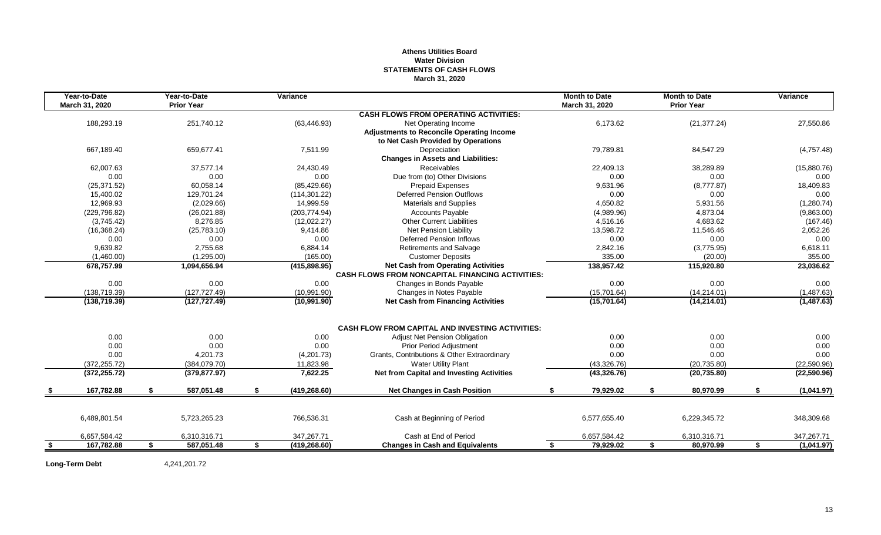**Athens Utilities Board**
**Water Division**
**STATEMENTS OF CASH FLOWS**
**March 31, 2020**

| Year-to-Date March 31, 2020 | Year-to-Date Prior Year | Variance | | Month to Date March 31, 2020 | Month to Date Prior Year | Variance |
|---|---|---|---|---|---|---|
| | | | **CASH FLOWS FROM OPERATING ACTIVITIES:** | | | |
| 188,293.19 | 251,740.12 | (63,446.93) | Net Operating Income | 6,173.62 | (21,377.24) | 27,550.86 |
| | | | **Adjustments to Reconcile Operating Income** | | | |
| | | | **to Net Cash Provided by Operations** | | | |
| 667,189.40 | 659,677.41 | 7,511.99 | Depreciation | 79,789.81 | 84,547.29 | (4,757.48) |
| | | | **Changes in Assets and Liabilities:** | | | |
| 62,007.63 | 37,577.14 | 24,430.49 | Receivables | 22,409.13 | 38,289.89 | (15,880.76) |
| 0.00 | 0.00 | 0.00 | Due from (to) Other Divisions | 0.00 | 0.00 | 0.00 |
| (25,371.52) | 60,058.14 | (85,429.66) | Prepaid Expenses | 9,631.96 | (8,777.87) | 18,409.83 |
| 15,400.02 | 129,701.24 | (114,301.22) | Deferred Pension Outflows | 0.00 | 0.00 | 0.00 |
| 12,969.93 | (2,029.66) | 14,999.59 | Materials and Supplies | 4,650.82 | 5,931.56 | (1,280.74) |
| (229,796.82) | (26,021.88) | (203,774.94) | Accounts Payable | (4,989.96) | 4,873.04 | (9,863.00) |
| (3,745.42) | 8,276.85 | (12,022.27) | Other Current Liabilities | 4,516.16 | 4,683.62 | (167.46) |
| (16,368.24) | (25,783.10) | 9,414.86 | Net Pension Liability | 13,598.72 | 11,546.46 | 2,052.26 |
| 0.00 | 0.00 | 0.00 | Deferred Pension Inflows | 0.00 | 0.00 | 0.00 |
| 9,639.82 | 2,755.68 | 6,884.14 | Retirements and Salvage | 2,842.16 | (3,775.95) | 6,618.11 |
| (1,460.00) | (1,295.00) | (165.00) | Customer Deposits | 335.00 | (20.00) | 355.00 |
| **678,757.99** | **1,094,656.94** | **(415,898.95)** | **Net Cash from Operating Activities** | **138,957.42** | **115,920.80** | **23,036.62** |
| | | | **CASH FLOWS FROM NONCAPITAL FINANCING ACTIVITIES:** | | | |
| 0.00 | 0.00 | 0.00 | Changes in Bonds Payable | 0.00 | 0.00 | 0.00 |
| (138,719.39) | (127,727.49) | (10,991.90) | Changes in Notes Payable | (15,701.64) | (14,214.01) | (1,487.63) |
| **(138,719.39)** | **(127,727.49)** | **(10,991.90)** | **Net Cash from Financing Activities** | **(15,701.64)** | **(14,214.01)** | **(1,487.63)** |
| | | | **CASH FLOW FROM CAPITAL AND INVESTING ACTIVITIES:** | | | |
| 0.00 | 0.00 | 0.00 | Adjust Net Pension Obligation | 0.00 | 0.00 | 0.00 |
| 0.00 | 0.00 | 0.00 | Prior Period Adjustment | 0.00 | 0.00 | 0.00 |
| 0.00 | 4,201.73 | (4,201.73) | Grants, Contributions & Other Extraordinary | 0.00 | 0.00 | 0.00 |
| (372,255.72) | (384,079.70) | 11,823.98 | Water Utility Plant | (43,326.76) | (20,735.80) | (22,590.96) |
| **(372,255.72)** | **(379,877.97)** | **7,622.25** | **Net from Capital and Investing Activities** | **(43,326.76)** | **(20,735.80)** | **(22,590.96)** |
| **$ 167,782.88** | **$ 587,051.48** | **$ (419,268.60)** | **Net Changes in Cash Position** | **$ 79,929.02** | **$ 80,970.99** | **$ (1,041.97)** |
| 6,489,801.54 | 5,723,265.23 | 766,536.31 | Cash at Beginning of Period | 6,577,655.40 | 6,229,345.72 | 348,309.68 |
| 6,657,584.42 | 6,310,316.71 | 347,267.71 | Cash at End of Period | 6,657,584.42 | 6,310,316.71 | 347,267.71 |
| **$ 167,782.88** | **$ 587,051.48** | **$ (419,268.60)** | **Changes in Cash and Equivalents** | **$ 79,929.02** | **$ 80,970.99** | **$ (1,041.97)** |

**Long-Term Debt** 4,241,201.72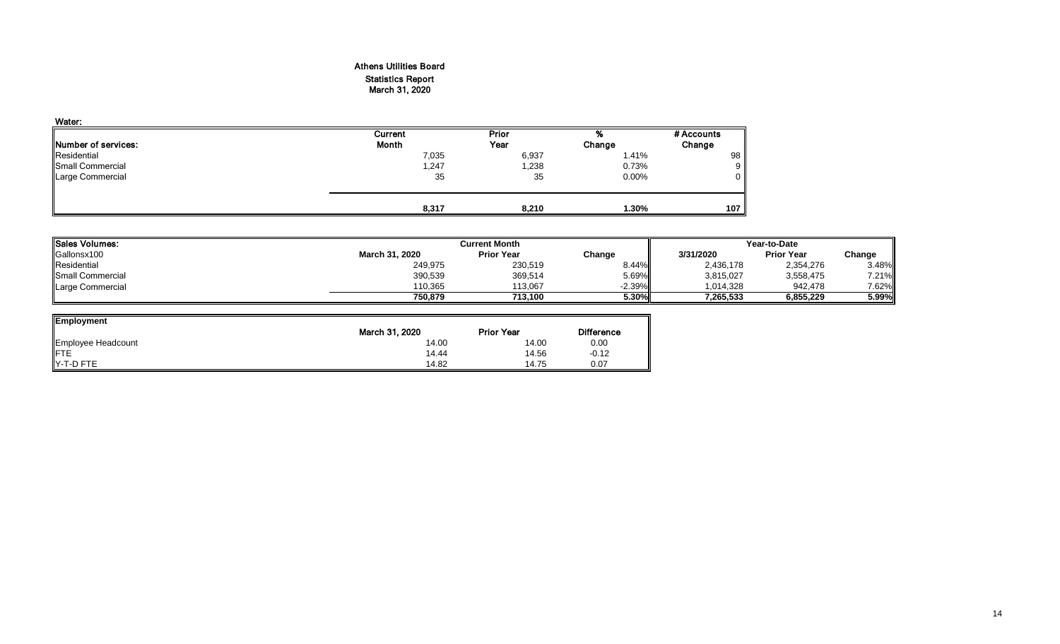# Athens Utilities Board
## Statistics Report
## March 31, 2020

**Water:**

| Number of services: | Current Month | Prior Year | % Change | # Accounts Change |
|---|---|---|---|---|
| Residential | 7,035 | 6,937 | 1.41% | 98 |
| Small Commercial | 1,247 | 1,238 | 0.73% | 9 |
| Large Commercial | 35 | 35 | 0.00% | 0 |
| | **8,317** | **8,210** | **1.30%** | **107** |

| Sales Volumes: | Current Month | | | Year-to-Date | | |
|---|---|---|---|---|---|---|
| Gallonsx100 | March 31, 2020 | Prior Year | Change | 3/31/2020 | Prior Year | Change |
| Residential | 249,975 | 230,519 | 8.44% | 2,436,178 | 2,354,276 | 3.48% |
| Small Commercial | 390,539 | 369,514 | 5.69% | 3,815,027 | 3,558,475 | 7.21% |
| Large Commercial | 110,365 | 113,067 | -2.39% | 1,014,328 | 942,478 | 7.62% |
| | **750,879** | **713,100** | **5.30%** | **7,265,533** | **6,855,229** | **5.99%** |

| Employment | March 31, 2020 | Prior Year | Difference |
|---|---|---|---|
| Employee Headcount | 14.00 | 14.00 | 0.00 |
| FTE | 14.44 | 14.56 | -0.12 |
| Y-T-D FTE | 14.82 | 14.75 | 0.07 |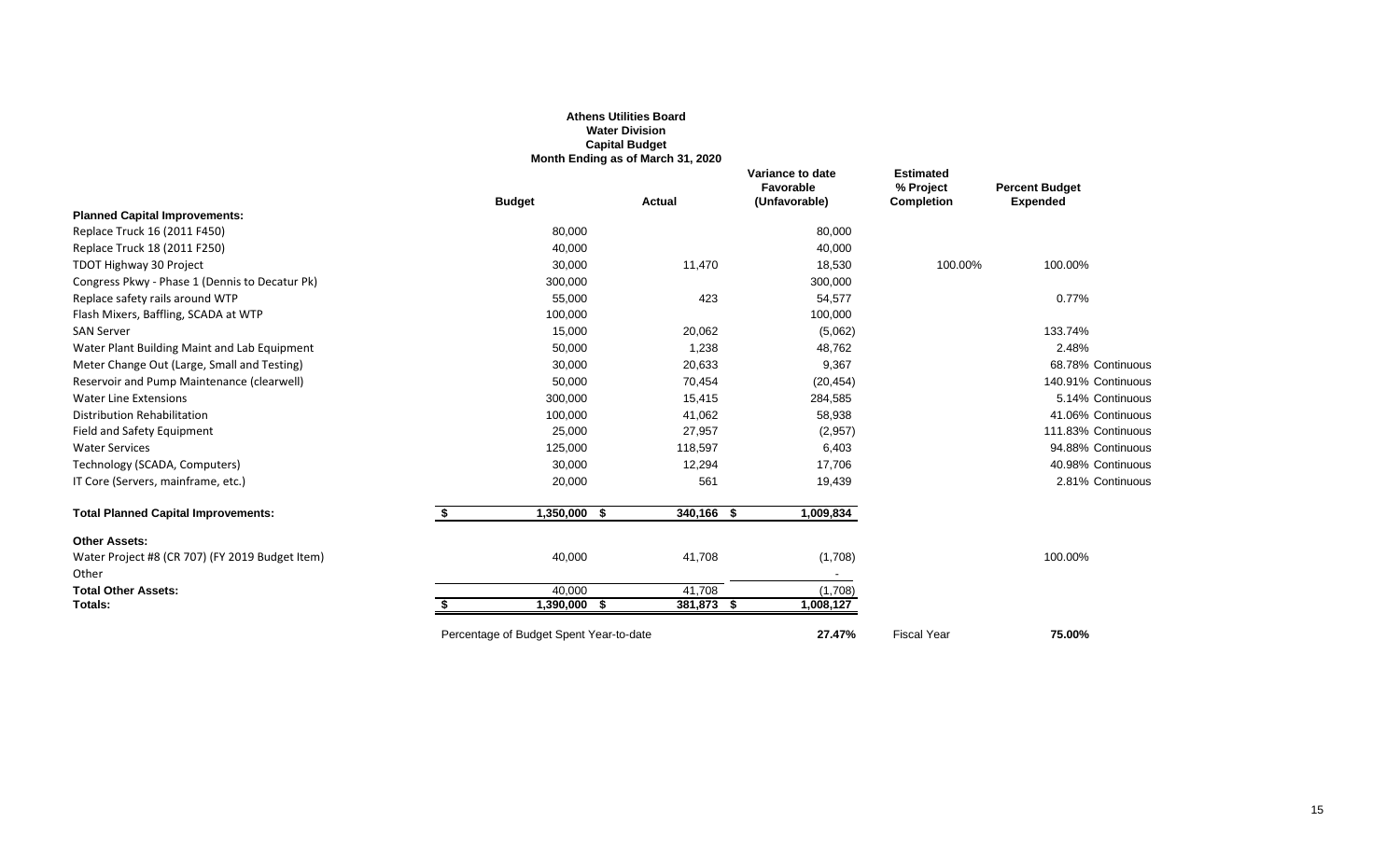**Athens Utilities Board**
**Water Division**
**Capital Budget**
**Month Ending as of March 31, 2020**

| | Budget | Actual | Variance to date Favorable (Unfavorable) | Estimated % Project Completion | Percent Budget Expended |
|---|---|---|---|---|---|
| **Planned Capital Improvements:** | | | | | |
| Replace Truck 16 (2011 F450) | 80,000 | | 80,000 | | |
| Replace Truck 18 (2011 F250) | 40,000 | | 40,000 | | |
| TDOT Highway 30 Project | 30,000 | 11,470 | 18,530 | 100.00% | 100.00% |
| Congress Pkwy - Phase 1 (Dennis to Decatur Pk) | 300,000 | | 300,000 | | |
| Replace safety rails around WTP | 55,000 | 423 | 54,577 | | 0.77% |
| Flash Mixers, Baffling, SCADA at WTP | 100,000 | | 100,000 | | |
| SAN Server | 15,000 | 20,062 | (5,062) | | 133.74% |
| Water Plant Building Maint and Lab Equipment | 50,000 | 1,238 | 48,762 | | 2.48% |
| Meter Change Out (Large, Small and Testing) | 30,000 | 20,633 | 9,367 | | 68.78% Continuous |
| Reservoir and Pump Maintenance (clearwell) | 50,000 | 70,454 | (20,454) | | 140.91% Continuous |
| Water Line Extensions | 300,000 | 15,415 | 284,585 | | 5.14% Continuous |
| Distribution Rehabilitation | 100,000 | 41,062 | 58,938 | | 41.06% Continuous |
| Field and Safety Equipment | 25,000 | 27,957 | (2,957) | | 111.83% Continuous |
| Water Services | 125,000 | 118,597 | 6,403 | | 94.88% Continuous |
| Technology (SCADA, Computers) | 30,000 | 12,294 | 17,706 | | 40.98% Continuous |
| IT Core (Servers, mainframe, etc.) | 20,000 | 561 | 19,439 | | 2.81% Continuous |
| **Total Planned Capital Improvements:** | $ 1,350,000 | $ 340,166 | $ 1,009,834 | | |
| **Other Assets:** | | | | | |
| Water Project #8 (CR 707) (FY 2019 Budget Item) | 40,000 | 41,708 | (1,708) | | 100.00% |
| Other | | | - | | |
| **Total Other Assets:** | 40,000 | 41,708 | (1,708) | | |
| **Totals:** | $ 1,390,000 | $ 381,873 | $ 1,008,127 | | |
| Percentage of Budget Spent Year-to-date | | | **27.47%** | Fiscal Year | **75.00%** |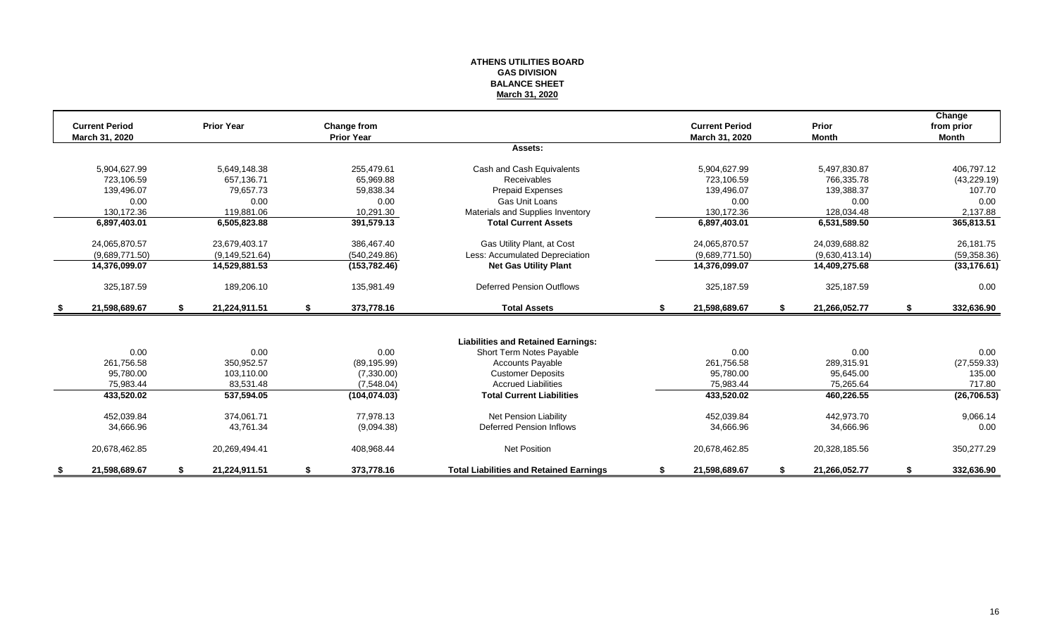# ATHENS UTILITIES BOARD
## GAS DIVISION
## BALANCE SHEET
## March 31, 2020

| Current Period March 31, 2020 | Prior Year | Change from Prior Year | | Current Period March 31, 2020 | Prior Month | Change from prior Month |
|---|---|---|---|---|---|---|
| | | | **Assets:** | | | |
| 5,904,627.99 | 5,649,148.38 | 255,479.61 | Cash and Cash Equivalents | 5,904,627.99 | 5,497,830.87 | 406,797.12 |
| 723,106.59 | 657,136.71 | 65,969.88 | Receivables | 723,106.59 | 766,335.78 | (43,229.19) |
| 139,496.07 | 79,657.73 | 59,838.34 | Prepaid Expenses | 139,496.07 | 139,388.37 | 107.70 |
| 0.00 | 0.00 | 0.00 | Gas Unit Loans | 0.00 | 0.00 | 0.00 |
| 130,172.36 | 119,881.06 | 10,291.30 | Materials and Supplies Inventory | 130,172.36 | 128,034.48 | 2,137.88 |
| **6,897,403.01** | **6,505,823.88** | **391,579.13** | **Total Current Assets** | **6,897,403.01** | **6,531,589.50** | **365,813.51** |
| 24,065,870.57 | 23,679,403.17 | 386,467.40 | Gas Utility Plant, at Cost | 24,065,870.57 | 24,039,688.82 | 26,181.75 |
| (9,689,771.50) | (9,149,521.64) | (540,249.86) | Less: Accumulated Depreciation | (9,689,771.50) | (9,630,413.14) | (59,358.36) |
| **14,376,099.07** | **14,529,881.53** | **(153,782.46)** | **Net Gas Utility Plant** | **14,376,099.07** | **14,409,275.68** | **(33,176.61)** |
| 325,187.59 | 189,206.10 | 135,981.49 | Deferred Pension Outflows | 325,187.59 | 325,187.59 | 0.00 |
| **$ 21,598,689.67** | **$ 21,224,911.51** | **$ 373,778.16** | **Total Assets** | **$ 21,598,689.67** | **$ 21,266,052.77** | **$ 332,636.90** |
| | | | **Liabilities and Retained Earnings:** | | | |
| 0.00 | 0.00 | 0.00 | Short Term Notes Payable | 0.00 | 0.00 | 0.00 |
| 261,756.58 | 350,952.57 | (89,195.99) | Accounts Payable | 261,756.58 | 289,315.91 | (27,559.33) |
| 95,780.00 | 103,110.00 | (7,330.00) | Customer Deposits | 95,780.00 | 95,645.00 | 135.00 |
| 75,983.44 | 83,531.48 | (7,548.04) | Accrued Liabilities | 75,983.44 | 75,265.64 | 717.80 |
| **433,520.02** | **537,594.05** | **(104,074.03)** | **Total Current Liabilities** | **433,520.02** | **460,226.55** | **(26,706.53)** |
| 452,039.84 | 374,061.71 | 77,978.13 | Net Pension Liability | 452,039.84 | 442,973.70 | 9,066.14 |
| 34,666.96 | 43,761.34 | (9,094.38) | Deferred Pension Inflows | 34,666.96 | 34,666.96 | 0.00 |
| 20,678,462.85 | 20,269,494.41 | 408,968.44 | Net Position | 20,678,462.85 | 20,328,185.56 | 350,277.29 |
| **$ 21,598,689.67** | **$ 21,224,911.51** | **$ 373,778.16** | **Total Liabilities and Retained Earnings** | **$ 21,598,689.67** | **$ 21,266,052.77** | **$ 332,636.90** |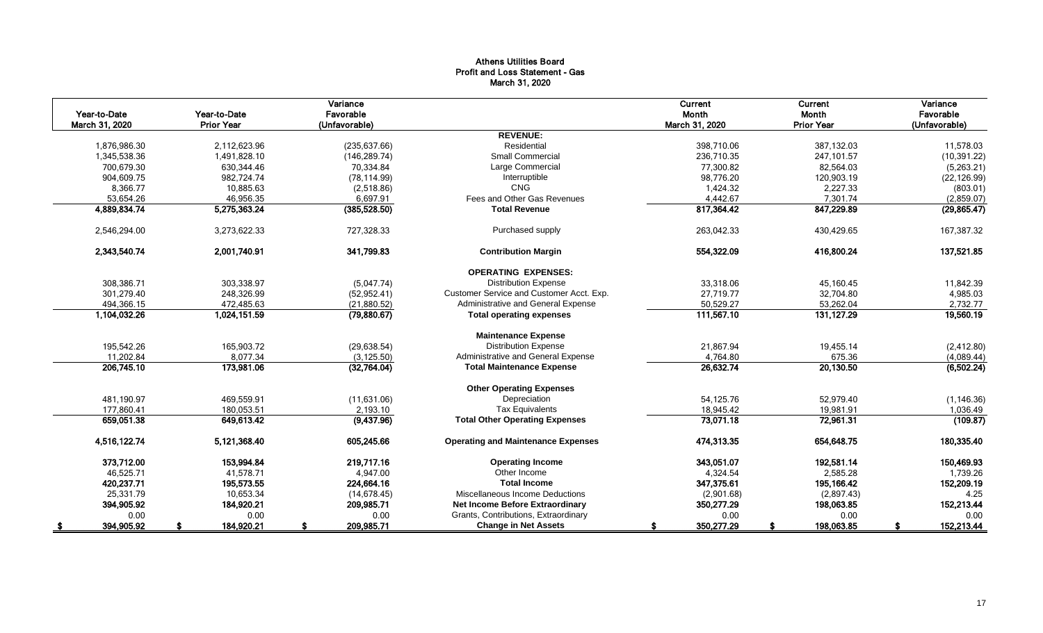**Athens Utilities Board**
**Profit and Loss Statement - Gas**
**March 31, 2020**

| Year-to-Date March 31, 2020 | Year-to-Date Prior Year | Variance Favorable (Unfavorable) | | Current Month March 31, 2020 | Current Month Prior Year | Variance Favorable (Unfavorable) |
|---|---|---|---|---|---|---|
| | | | **REVENUE:** | | | |
| 1,876,986.30 | 2,112,623.96 | (235,637.66) | Residential | 398,710.06 | 387,132.03 | 11,578.03 |
| 1,345,538.36 | 1,491,828.10 | (146,289.74) | Small Commercial | 236,710.35 | 247,101.57 | (10,391.22) |
| 700,679.30 | 630,344.46 | 70,334.84 | Large Commercial | 77,300.82 | 82,564.03 | (5,263.21) |
| 904,609.75 | 982,724.74 | (78,114.99) | Interruptible | 98,776.20 | 120,903.19 | (22,126.99) |
| 8,366.77 | 10,885.63 | (2,518.86) | CNG | 1,424.32 | 2,227.33 | (803.01) |
| 53,654.26 | 46,956.35 | 6,697.91 | Fees and Other Gas Revenues | 4,442.67 | 7,301.74 | (2,859.07) |
| **4,889,834.74** | **5,275,363.24** | **(385,528.50)** | **Total Revenue** | **817,364.42** | **847,229.89** | **(29,865.47)** |
| 2,546,294.00 | 3,273,622.33 | 727,328.33 | Purchased supply | 263,042.33 | 430,429.65 | 167,387.32 |
| **2,343,540.74** | **2,001,740.91** | **341,799.83** | **Contribution Margin** | **554,322.09** | **416,800.24** | **137,521.85** |
| | | | **OPERATING EXPENSES:** | | | |
| 308,386.71 | 303,338.97 | (5,047.74) | Distribution Expense | 33,318.06 | 45,160.45 | 11,842.39 |
| 301,279.40 | 248,326.99 | (52,952.41) | Customer Service and Customer Acct. Exp. | 27,719.77 | 32,704.80 | 4,985.03 |
| 494,366.15 | 472,485.63 | (21,880.52) | Administrative and General Expense | 50,529.27 | 53,262.04 | 2,732.77 |
| **1,104,032.26** | **1,024,151.59** | **(79,880.67)** | **Total operating expenses** | **111,567.10** | **131,127.29** | **19,560.19** |
| | | | **Maintenance Expense** | | | |
| 195,542.26 | 165,903.72 | (29,638.54) | Distribution Expense | 21,867.94 | 19,455.14 | (2,412.80) |
| 11,202.84 | 8,077.34 | (3,125.50) | Administrative and General Expense | 4,764.80 | 675.36 | (4,089.44) |
| **206,745.10** | **173,981.06** | **(32,764.04)** | **Total Maintenance Expense** | **26,632.74** | **20,130.50** | **(6,502.24)** |
| | | | **Other Operating Expenses** | | | |
| 481,190.97 | 469,559.91 | (11,631.06) | Depreciation | 54,125.76 | 52,979.40 | (1,146.36) |
| 177,860.41 | 180,053.51 | 2,193.10 | Tax Equivalents | 18,945.42 | 19,981.91 | 1,036.49 |
| **659,051.38** | **649,613.42** | **(9,437.96)** | **Total Other Operating Expenses** | **73,071.18** | **72,961.31** | **(109.87)** |
| **4,516,122.74** | **5,121,368.40** | **605,245.66** | **Operating and Maintenance Expenses** | **474,313.35** | **654,648.75** | **180,335.40** |
| **373,712.00** | **153,994.84** | **219,717.16** | **Operating Income** | **343,051.07** | **192,581.14** | **150,469.93** |
| 46,525.71 | 41,578.71 | 4,947.00 | Other Income | 4,324.54 | 2,585.28 | 1,739.26 |
| **420,237.71** | **195,573.55** | **224,664.16** | **Total Income** | **347,375.61** | **195,166.42** | **152,209.19** |
| 25,331.79 | 10,653.34 | (14,678.45) | Miscellaneous Income Deductions | (2,901.68) | (2,897.43) | 4.25 |
| **394,905.92** | **184,920.21** | **209,985.71** | **Net Income Before Extraordinary** | **350,277.29** | **198,063.85** | **152,213.44** |
| 0.00 | 0.00 | 0.00 | Grants, Contributions, Extraordinary | 0.00 | 0.00 | 0.00 |
| **$ 394,905.92** | **$ 184,920.21** | **$ 209,985.71** | **Change in Net Assets** | **$ 350,277.29** | **$ 198,063.85** | **$ 152,213.44** |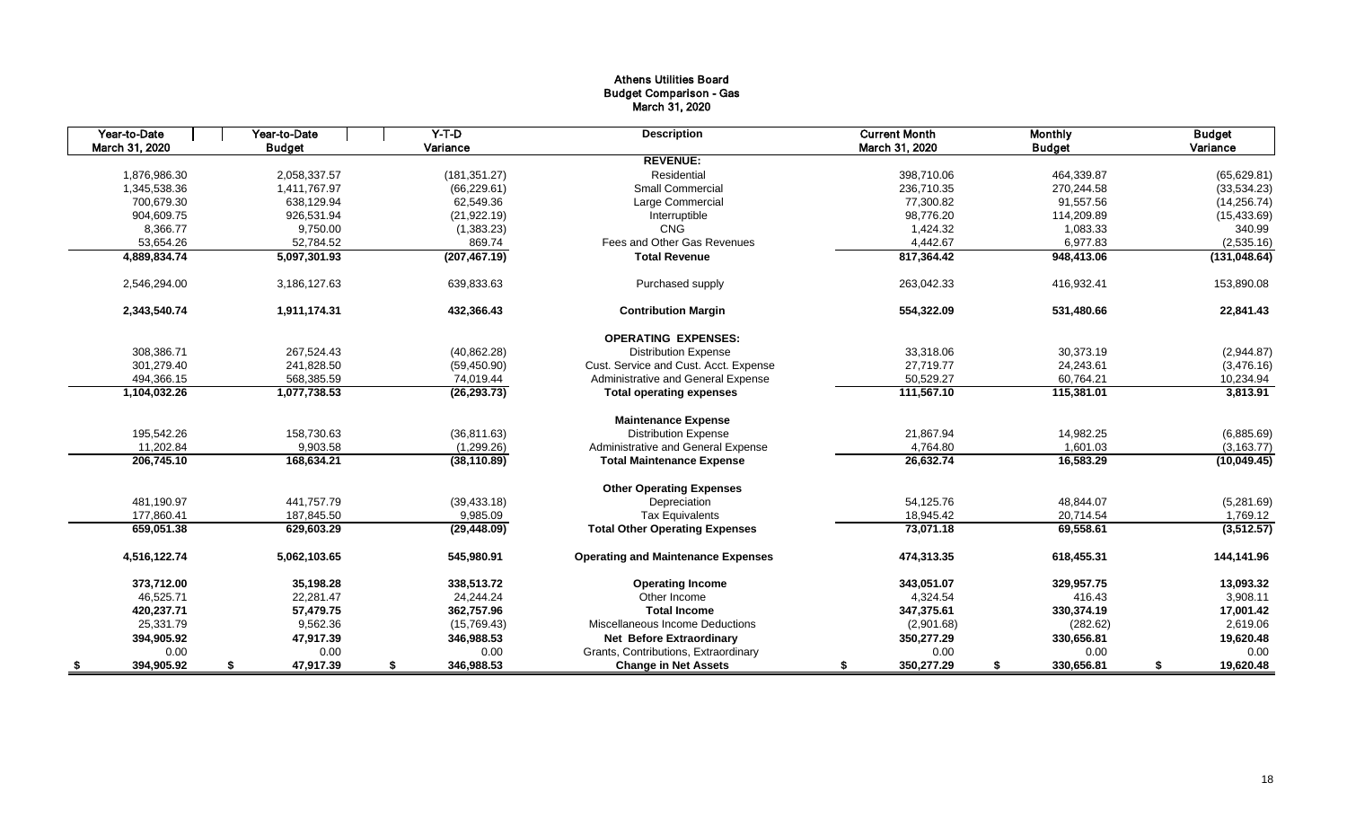# Athens Utilities Board
## Budget Comparison - Gas
### March 31, 2020

| Year-to-Date March 31, 2020 | Year-to-Date Budget | Y-T-D Variance | Description | Current Month March 31, 2020 | Monthly Budget | Budget Variance |
|---|---|---|---|---|---|---|
| | | | **REVENUE:** | | | |
| 1,876,986.30 | 2,058,337.57 | (181,351.27) | Residential | 398,710.06 | 464,339.87 | (65,629.81) |
| 1,345,538.36 | 1,411,767.97 | (66,229.61) | Small Commercial | 236,710.35 | 270,244.58 | (33,534.23) |
| 700,679.30 | 638,129.94 | 62,549.36 | Large Commercial | 77,300.82 | 91,557.56 | (14,256.74) |
| 904,609.75 | 926,531.94 | (21,922.19) | Interruptible | 98,776.20 | 114,209.89 | (15,433.69) |
| 8,366.77 | 9,750.00 | (1,383.23) | CNG | 1,424.32 | 1,083.33 | 340.99 |
| 53,654.26 | 52,784.52 | 869.74 | Fees and Other Gas Revenues | 4,442.67 | 6,977.83 | (2,535.16) |
| **4,889,834.74** | **5,097,301.93** | **(207,467.19)** | **Total Revenue** | **817,364.42** | **948,413.06** | **(131,048.64)** |
| 2,546,294.00 | 3,186,127.63 | 639,833.63 | Purchased supply | 263,042.33 | 416,932.41 | 153,890.08 |
| **2,343,540.74** | **1,911,174.31** | **432,366.43** | **Contribution Margin** | **554,322.09** | **531,480.66** | **22,841.43** |
| | | | **OPERATING EXPENSES:** | | | |
| 308,386.71 | 267,524.43 | (40,862.28) | Distribution Expense | 33,318.06 | 30,373.19 | (2,944.87) |
| 301,279.40 | 241,828.50 | (59,450.90) | Cust. Service and Cust. Acct. Expense | 27,719.77 | 24,243.61 | (3,476.16) |
| 494,366.15 | 568,385.59 | 74,019.44 | Administrative and General Expense | 50,529.27 | 60,764.21 | 10,234.94 |
| **1,104,032.26** | **1,077,738.53** | **(26,293.73)** | **Total operating expenses** | **111,567.10** | **115,381.01** | **3,813.91** |
| | | | **Maintenance Expense** | | | |
| 195,542.26 | 158,730.63 | (36,811.63) | Distribution Expense | 21,867.94 | 14,982.25 | (6,885.69) |
| 11,202.84 | 9,903.58 | (1,299.26) | Administrative and General Expense | 4,764.80 | 1,601.03 | (3,163.77) |
| **206,745.10** | **168,634.21** | **(38,110.89)** | **Total Maintenance Expense** | **26,632.74** | **16,583.29** | **(10,049.45)** |
| | | | **Other Operating Expenses** | | | |
| 481,190.97 | 441,757.79 | (39,433.18) | Depreciation | 54,125.76 | 48,844.07 | (5,281.69) |
| 177,860.41 | 187,845.50 | 9,985.09 | Tax Equivalents | 18,945.42 | 20,714.54 | 1,769.12 |
| **659,051.38** | **629,603.29** | **(29,448.09)** | **Total Other Operating Expenses** | **73,071.18** | **69,558.61** | **(3,512.57)** |
| **4,516,122.74** | **5,062,103.65** | **545,980.91** | **Operating and Maintenance Expenses** | **474,313.35** | **618,455.31** | **144,141.96** |
| **373,712.00** | **35,198.28** | **338,513.72** | **Operating Income** | **343,051.07** | **329,957.75** | **13,093.32** |
| 46,525.71 | 22,281.47 | 24,244.24 | Other Income | 4,324.54 | 416.43 | 3,908.11 |
| **420,237.71** | **57,479.75** | **362,757.96** | **Total Income** | **347,375.61** | **330,374.19** | **17,001.42** |
| 25,331.79 | 9,562.36 | (15,769.43) | Miscellaneous Income Deductions | (2,901.68) | (282.62) | 2,619.06 |
| **394,905.92** | **47,917.39** | **346,988.53** | **Net Before Extraordinary** | **350,277.29** | **330,656.81** | **19,620.48** |
| 0.00 | 0.00 | 0.00 | Grants, Contributions, Extraordinary | 0.00 | 0.00 | 0.00 |
| **$ 394,905.92** | **$ 47,917.39** | **$ 346,988.53** | **Change in Net Assets** | **$ 350,277.29** | **$ 330,656.81** | **$ 19,620.48** |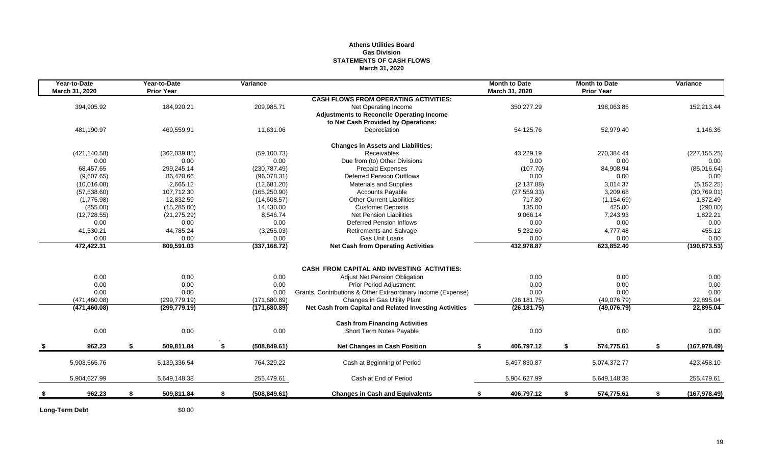# Athens Utilities Board
## Gas Division
## STATEMENTS OF CASH FLOWS
### March 31, 2020

| Year-to-Date March 31, 2020 | Year-to-Date Prior Year | Variance | | Month to Date March 31, 2020 | Month to Date Prior Year | Variance |
|---|---|---|---|---|---|---|
| | | | **CASH FLOWS FROM OPERATING ACTIVITIES:** | | | |
| 394,905.92 | 184,920.21 | 209,985.71 | Net Operating Income | 350,277.29 | 198,063.85 | 152,213.44 |
| | | | **Adjustments to Reconcile Operating Income to Net Cash Provided by Operations:** | | | |
| 481,190.97 | 469,559.91 | 11,631.06 | Depreciation | 54,125.76 | 52,979.40 | 1,146.36 |
| | | | **Changes in Assets and Liabilities:** | | | |
| (421,140.58) | (362,039.85) | (59,100.73) | Receivables | 43,229.19 | 270,384.44 | (227,155.25) |
| 0.00 | 0.00 | 0.00 | Due from (to) Other Divisions | 0.00 | 0.00 | 0.00 |
| 68,457.65 | 299,245.14 | (230,787.49) | Prepaid Expenses | (107.70) | 84,908.94 | (85,016.64) |
| (9,607.65) | 86,470.66 | (96,078.31) | Deferred Pension Outflows | 0.00 | 0.00 | 0.00 |
| (10,016.08) | 2,665.12 | (12,681.20) | Materials and Supplies | (2,137.88) | 3,014.37 | (5,152.25) |
| (57,538.60) | 107,712.30 | (165,250.90) | Accounts Payable | (27,559.33) | 3,209.68 | (30,769.01) |
| (1,775.98) | 12,832.59 | (14,608.57) | Other Current Liabilities | 717.80 | (1,154.69) | 1,872.49 |
| (855.00) | (15,285.00) | 14,430.00 | Customer Deposits | 135.00 | 425.00 | (290.00) |
| (12,728.55) | (21,275.29) | 8,546.74 | Net Pension Liabilities | 9,066.14 | 7,243.93 | 1,822.21 |
| 0.00 | 0.00 | 0.00 | Deferred Pension Inflows | 0.00 | 0.00 | 0.00 |
| 41,530.21 | 44,785.24 | (3,255.03) | Retirements and Salvage | 5,232.60 | 4,777.48 | 455.12 |
| 0.00 | 0.00 | 0.00 | Gas Unit Loans | 0.00 | 0.00 | 0.00 |
| **472,422.31** | **809,591.03** | **(337,168.72)** | **Net Cash from Operating Activities** | **432,978.87** | **623,852.40** | **(190,873.53)** |
| | | | **CASH FROM CAPITAL AND INVESTING ACTIVITIES:** | | | |
| 0.00 | 0.00 | 0.00 | Adjust Net Pension Obligation | 0.00 | 0.00 | 0.00 |
| 0.00 | 0.00 | 0.00 | Prior Period Adjustment | 0.00 | 0.00 | 0.00 |
| 0.00 | 0.00 | 0.00 | Grants, Contributions & Other Extraordinary Income (Expense) | 0.00 | 0.00 | 0.00 |
| (471,460.08) | (299,779.19) | (171,680.89) | Changes in Gas Utility Plant | (26,181.75) | (49,076.79) | 22,895.04 |
| **(471,460.08)** | **(299,779.19)** | **(171,680.89)** | **Net Cash from Capital and Related Investing Activities** | **(26,181.75)** | **(49,076.79)** | **22,895.04** |
| | | | **Cash from Financing Activities** | | | |
| 0.00 | 0.00 | 0.00 | Short Term Notes Payable | 0.00 | 0.00 | 0.00 |
| **$ 962.23** | **$ 509,811.84** | **$ (508,849.61)** | **Net Changes in Cash Position** | **$ 406,797.12** | **$ 574,775.61** | **$ (167,978.49)** |
| 5,903,665.76 | 5,139,336.54 | 764,329.22 | Cash at Beginning of Period | 5,497,830.87 | 5,074,372.77 | 423,458.10 |
| 5,904,627.99 | 5,649,148.38 | 255,479.61 | Cash at End of Period | 5,904,627.99 | 5,649,148.38 | 255,479.61 |
| **$ 962.23** | **$ 509,811.84** | **$ (508,849.61)** | **Changes in Cash and Equivalents** | **$ 406,797.12** | **$ 574,775.61** | **$ (167,978.49)** |

**Long-Term Debt** $0.00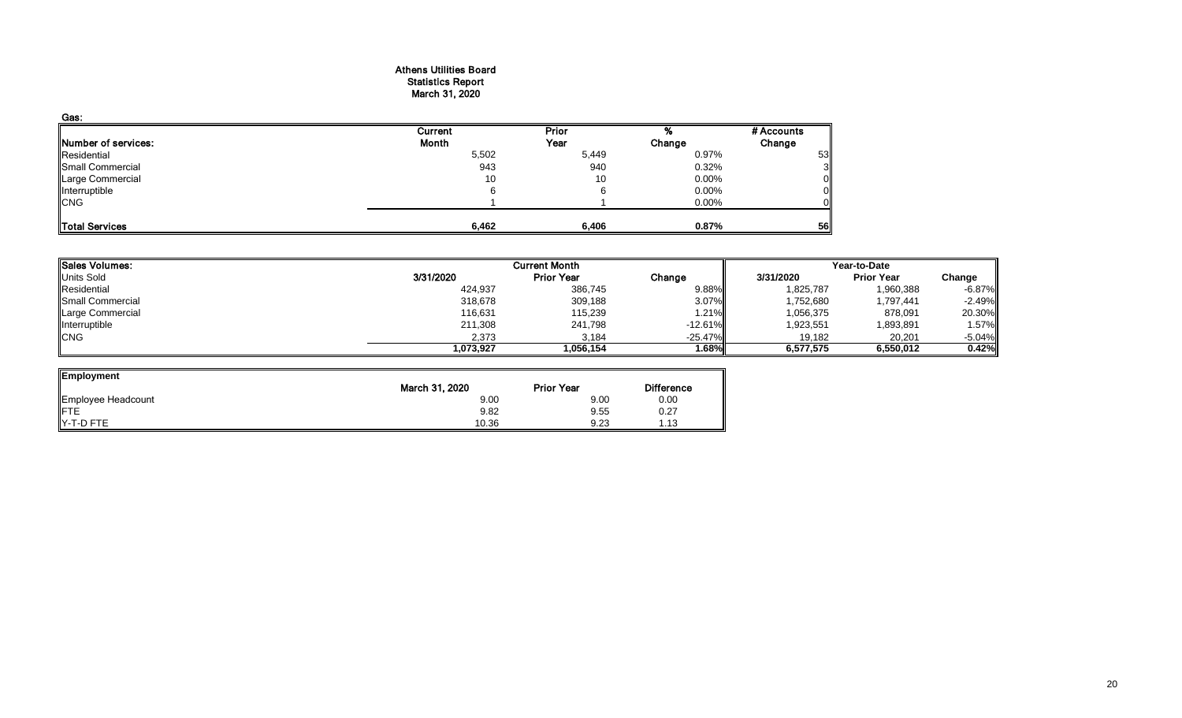# Athens Utilities Board
## Statistics Report
## March 31, 2020

**Gas:**

| Number of services: | Current Month | Prior Year | % Change | # Accounts Change |
|---|---|---|---|---|
| Residential | 5,502 | 5,449 | 0.97% | 53 |
| Small Commercial | 943 | 940 | 0.32% | 3 |
| Large Commercial | 10 | 10 | 0.00% | 0 |
| Interruptible | 6 | 6 | 0.00% | 0 |
| CNG | 1 | 1 | 0.00% | 0 |
| **Total Services** | **6,462** | **6,406** | **0.87%** | **56** |

| Sales Volumes: | Current Month | | | Year-to-Date | | |
|---|---|---|---|---|---|---|
| Units Sold | 3/31/2020 | Prior Year | Change | 3/31/2020 | Prior Year | Change |
| Residential | 424,937 | 386,745 | 9.88% | 1,825,787 | 1,960,388 | -6.87% |
| Small Commercial | 318,678 | 309,188 | 3.07% | 1,752,680 | 1,797,441 | -2.49% |
| Large Commercial | 116,631 | 115,239 | 1.21% | 1,056,375 | 878,091 | 20.30% |
| Interruptible | 211,308 | 241,798 | -12.61% | 1,923,551 | 1,893,891 | 1.57% |
| CNG | 2,373 | 3,184 | -25.47% | 19,182 | 20,201 | -5.04% |
| | **1,073,927** | **1,056,154** | **1.68%** | **6,577,575** | **6,550,012** | **0.42%** |

| Employment | March 31, 2020 | Prior Year | Difference |
|---|---|---|---|
| Employee Headcount | 9.00 | 9.00 | 0.00 |
| FTE | 9.82 | 9.55 | 0.27 |
| Y-T-D FTE | 10.36 | 9.23 | 1.13 |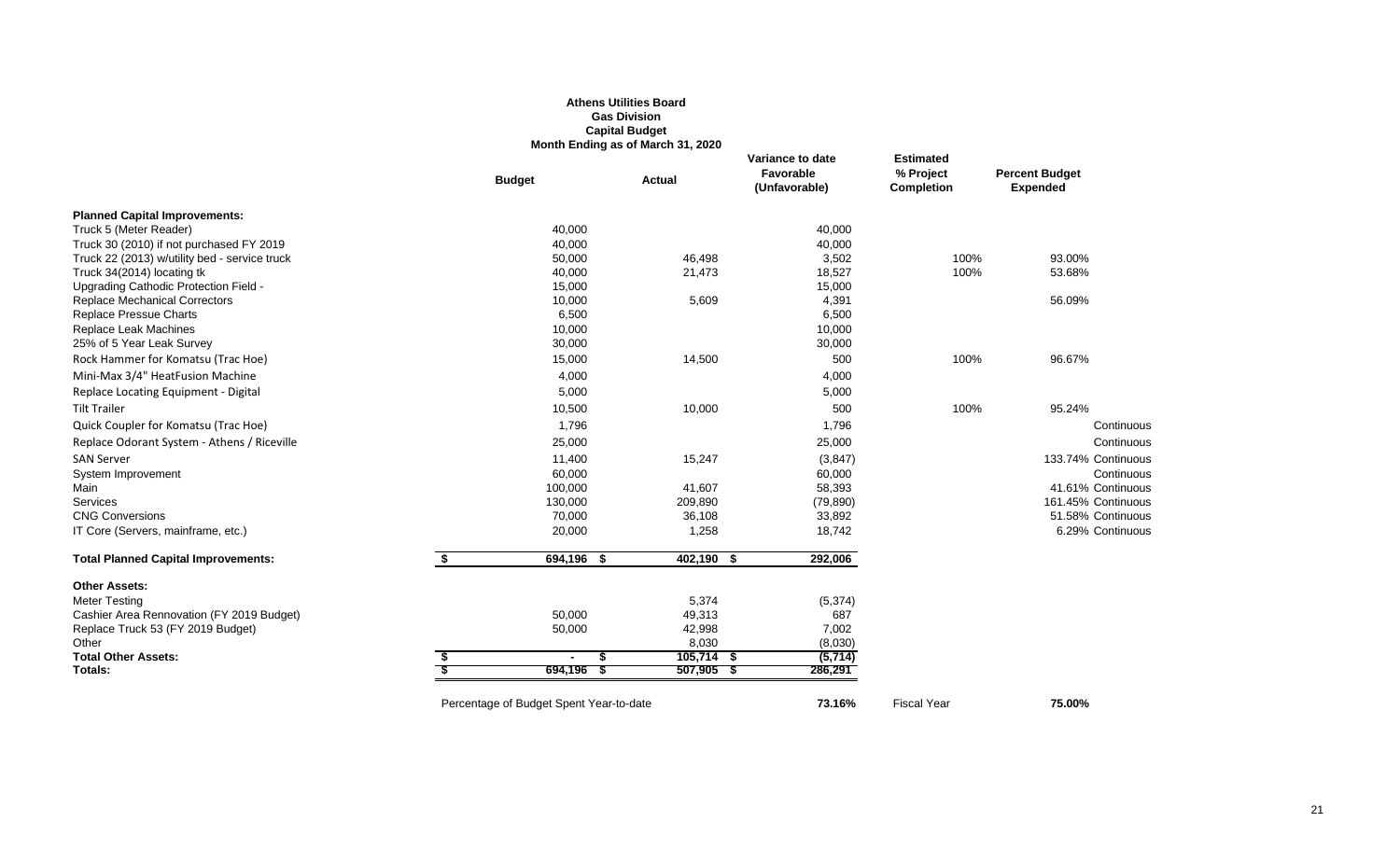**Athens Utilities Board**
**Gas Division**
**Capital Budget**
**Month Ending as of March 31, 2020**

| | Budget | Actual | Variance to date Favorable (Unfavorable) | Estimated % Project Completion | Percent Budget Expended | |
|---|---|---|---|---|---|---|
| **Planned Capital Improvements:** | | | | | | |
| Truck 5 (Meter Reader) | 40,000 | | 40,000 | | | |
| Truck 30 (2010) if not purchased FY 2019 | 40,000 | | 40,000 | | | |
| Truck 22 (2013) w/utility bed - service truck | 50,000 | 46,498 | 3,502 | 100% | 93.00% | |
| Truck 34(2014) locating tk | 40,000 | 21,473 | 18,527 | 100% | 53.68% | |
| Upgrading Cathodic Protection Field - | 15,000 | | 15,000 | | | |
| Replace Mechanical Correctors | 10,000 | 5,609 | 4,391 | | 56.09% | |
| Replace Pressue Charts | 6,500 | | 6,500 | | | |
| Replace Leak Machines | 10,000 | | 10,000 | | | |
| 25% of 5 Year Leak Survey | 30,000 | | 30,000 | | | |
| Rock Hammer for Komatsu (Trac Hoe) | 15,000 | 14,500 | 500 | 100% | 96.67% | |
| Mini-Max 3/4" HeatFusion Machine | 4,000 | | 4,000 | | | |
| Replace Locating Equipment - Digital | 5,000 | | 5,000 | | | |
| Tilt Trailer | 10,500 | 10,000 | 500 | 100% | 95.24% | |
| Quick Coupler for Komatsu (Trac Hoe) | 1,796 | | 1,796 | | | Continuous |
| Replace Odorant System - Athens / Riceville | 25,000 | | 25,000 | | | Continuous |
| SAN Server | 11,400 | 15,247 | (3,847) | | 133.74% | Continuous |
| System Improvement | 60,000 | | 60,000 | | | Continuous |
| Main | 100,000 | 41,607 | 58,393 | | 41.61% | Continuous |
| Services | 130,000 | 209,890 | (79,890) | | 161.45% | Continuous |
| CNG Conversions | 70,000 | 36,108 | 33,892 | | 51.58% | Continuous |
| IT Core (Servers, mainframe, etc.) | 20,000 | 1,258 | 18,742 | | 6.29% | Continuous |
| **Total Planned Capital Improvements:** | **$ 694,196** | **$ 402,190** | **$ 292,006** | | | |
| **Other Assets:** | | | | | | |
| Meter Testing | | 5,374 | (5,374) | | | |
| Cashier Area Rennovation (FY 2019 Budget) | 50,000 | 49,313 | 687 | | | |
| Replace Truck 53 (FY 2019 Budget) | 50,000 | 42,998 | 7,002 | | | |
| Other | | 8,030 | (8,030) | | | |
| **Total Other Assets:** | **$ -** | **$ 105,714** | **$ (5,714)** | | | |
| **Totals:** | **$ 694,196** | **$ 507,905** | **$ 286,291** | | | |

Percentage of Budget Spent Year-to-date **73.16%** Fiscal Year **75.00%**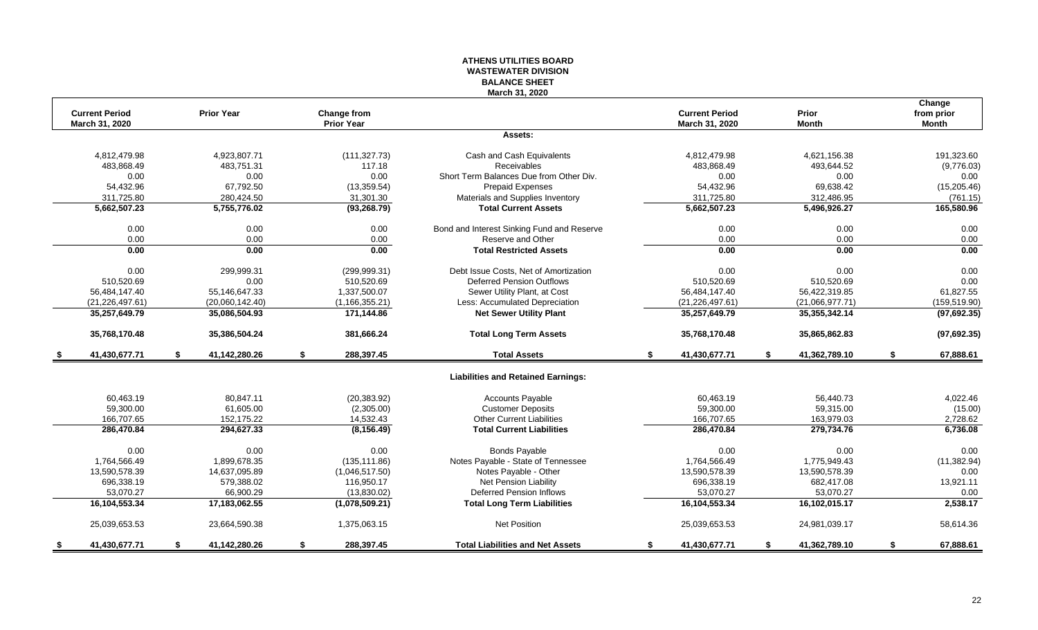# ATHENS UTILITIES BOARD
## WASTEWATER DIVISION
## BALANCE SHEET
### March 31, 2020

| Current Period March 31, 2020 | Prior Year | Change from Prior Year | | Current Period March 31, 2020 | Prior Month | Change from prior Month |
|---|---|---|---|---|---|---|
| | | | **Assets:** | | | |
| 4,812,479.98 | 4,923,807.71 | (111,327.73) | Cash and Cash Equivalents | 4,812,479.98 | 4,621,156.38 | 191,323.60 |
| 483,868.49 | 483,751.31 | 117.18 | Receivables | 483,868.49 | 493,644.52 | (9,776.03) |
| 0.00 | 0.00 | 0.00 | Short Term Balances Due from Other Div. | 0.00 | 0.00 | 0.00 |
| 54,432.96 | 67,792.50 | (13,359.54) | Prepaid Expenses | 54,432.96 | 69,638.42 | (15,205.46) |
| 311,725.80 | 280,424.50 | 31,301.30 | Materials and Supplies Inventory | 311,725.80 | 312,486.95 | (761.15) |
| **5,662,507.23** | **5,755,776.02** | **(93,268.79)** | **Total Current Assets** | **5,662,507.23** | **5,496,926.27** | **165,580.96** |
| 0.00 | 0.00 | 0.00 | Bond and Interest Sinking Fund and Reserve | 0.00 | 0.00 | 0.00 |
| 0.00 | 0.00 | 0.00 | Reserve and Other | 0.00 | 0.00 | 0.00 |
| **0.00** | **0.00** | **0.00** | **Total Restricted Assets** | **0.00** | **0.00** | **0.00** |
| 0.00 | 299,999.31 | (299,999.31) | Debt Issue Costs, Net of Amortization | 0.00 | 0.00 | 0.00 |
| 510,520.69 | 0.00 | 510,520.69 | Deferred Pension Outflows | 510,520.69 | 510,520.69 | 0.00 |
| 56,484,147.40 | 55,146,647.33 | 1,337,500.07 | Sewer Utility Plant, at Cost | 56,484,147.40 | 56,422,319.85 | 61,827.55 |
| (21,226,497.61) | (20,060,142.40) | (1,166,355.21) | Less: Accumulated Depreciation | (21,226,497.61) | (21,066,977.71) | (159,519.90) |
| **35,257,649.79** | **35,086,504.93** | **171,144.86** | **Net Sewer Utility Plant** | **35,257,649.79** | **35,355,342.14** | **(97,692.35)** |
| **35,768,170.48** | **35,386,504.24** | **381,666.24** | **Total Long Term Assets** | **35,768,170.48** | **35,865,862.83** | **(97,692.35)** |
| **$ 41,430,677.71** | **$ 41,142,280.26** | **$ 288,397.45** | **Total Assets** | **$ 41,430,677.71** | **$ 41,362,789.10** | **$ 67,888.61** |
| | | | **Liabilities and Retained Earnings:** | | | |
| 60,463.19 | 80,847.11 | (20,383.92) | Accounts Payable | 60,463.19 | 56,440.73 | 4,022.46 |
| 59,300.00 | 61,605.00 | (2,305.00) | Customer Deposits | 59,300.00 | 59,315.00 | (15.00) |
| 166,707.65 | 152,175.22 | 14,532.43 | Other Current Liabilities | 166,707.65 | 163,979.03 | 2,728.62 |
| **286,470.84** | **294,627.33** | **(8,156.49)** | **Total Current Liabilities** | **286,470.84** | **279,734.76** | **6,736.08** |
| 0.00 | 0.00 | 0.00 | Bonds Payable | 0.00 | 0.00 | 0.00 |
| 1,764,566.49 | 1,899,678.35 | (135,111.86) | Notes Payable - State of Tennessee | 1,764,566.49 | 1,775,949.43 | (11,382.94) |
| 13,590,578.39 | 14,637,095.89 | (1,046,517.50) | Notes Payable - Other | 13,590,578.39 | 13,590,578.39 | 0.00 |
| 696,338.19 | 579,388.02 | 116,950.17 | Net Pension Liability | 696,338.19 | 682,417.08 | 13,921.11 |
| 53,070.27 | 66,900.29 | (13,830.02) | Deferred Pension Inflows | 53,070.27 | 53,070.27 | 0.00 |
| **16,104,553.34** | **17,183,062.55** | **(1,078,509.21)** | **Total Long Term Liabilities** | **16,104,553.34** | **16,102,015.17** | **2,538.17** |
| 25,039,653.53 | 23,664,590.38 | 1,375,063.15 | Net Position | 25,039,653.53 | 24,981,039.17 | 58,614.36 |
| **$ 41,430,677.71** | **$ 41,142,280.26** | **$ 288,397.45** | **Total Liabilities and Net Assets** | **$ 41,430,677.71** | **$ 41,362,789.10** | **$ 67,888.61** |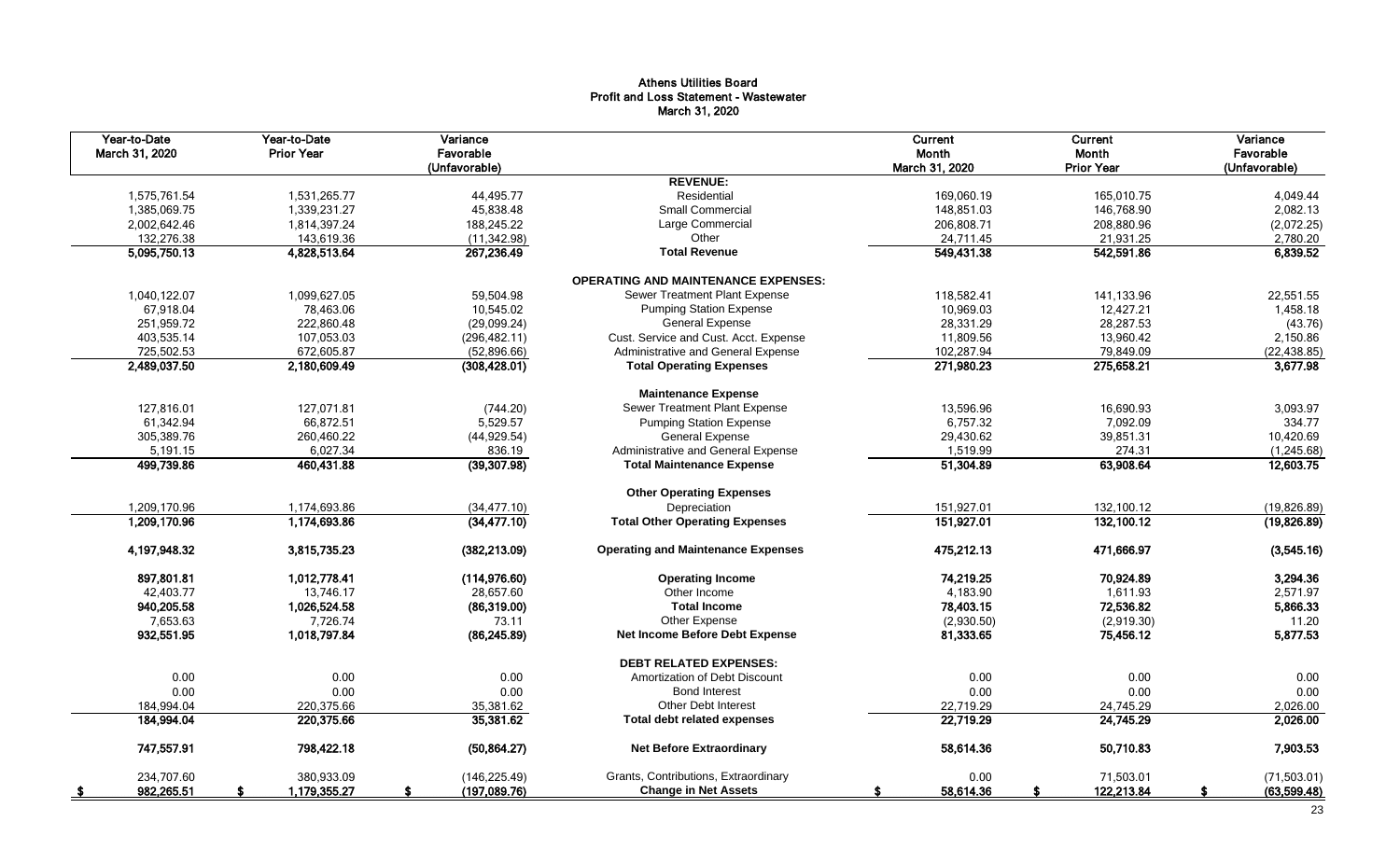# Athens Utilities Board
## Profit and Loss Statement - Wastewater
### March 31, 2020

| Year-to-Date March 31, 2020 | Year-to-Date Prior Year | Variance Favorable (Unfavorable) | | Current Month March 31, 2020 | Current Month Prior Year | Variance Favorable (Unfavorable) |
|---|---|---|---|---|---|---|
| | | | **REVENUE:** | | | |
| 1,575,761.54 | 1,531,265.77 | 44,495.77 | Residential | 169,060.19 | 165,010.75 | 4,049.44 |
| 1,385,069.75 | 1,339,231.27 | 45,838.48 | Small Commercial | 148,851.03 | 146,768.90 | 2,082.13 |
| 2,002,642.46 | 1,814,397.24 | 188,245.22 | Large Commercial | 206,808.71 | 208,880.96 | (2,072.25) |
| 132,276.38 | 143,619.36 | (11,342.98) | Other | 24,711.45 | 21,931.25 | 2,780.20 |
| **5,095,750.13** | **4,828,513.64** | **267,236.49** | **Total Revenue** | **549,431.38** | **542,591.86** | **6,839.52** |
| | | | **OPERATING AND MAINTENANCE EXPENSES:** | | | |
| 1,040,122.07 | 1,099,627.05 | 59,504.98 | Sewer Treatment Plant Expense | 118,582.41 | 141,133.96 | 22,551.55 |
| 67,918.04 | 78,463.06 | 10,545.02 | Pumping Station Expense | 10,969.03 | 12,427.21 | 1,458.18 |
| 251,959.72 | 222,860.48 | (29,099.24) | General Expense | 28,331.29 | 28,287.53 | (43.76) |
| 403,535.14 | 107,053.03 | (296,482.11) | Cust. Service and Cust. Acct. Expense | 11,809.56 | 13,960.42 | 2,150.86 |
| 725,502.53 | 672,605.87 | (52,896.66) | Administrative and General Expense | 102,287.94 | 79,849.09 | (22,438.85) |
| **2,489,037.50** | **2,180,609.49** | **(308,428.01)** | **Total Operating Expenses** | **271,980.23** | **275,658.21** | **3,677.98** |
| | | | **Maintenance Expense** | | | |
| 127,816.01 | 127,071.81 | (744.20) | Sewer Treatment Plant Expense | 13,596.96 | 16,690.93 | 3,093.97 |
| 61,342.94 | 66,872.51 | 5,529.57 | Pumping Station Expense | 6,757.32 | 7,092.09 | 334.77 |
| 305,389.76 | 260,460.22 | (44,929.54) | General Expense | 29,430.62 | 39,851.31 | 10,420.69 |
| 5,191.15 | 6,027.34 | 836.19 | Administrative and General Expense | 1,519.99 | 274.31 | (1,245.68) |
| **499,739.86** | **460,431.88** | **(39,307.98)** | **Total Maintenance Expense** | **51,304.89** | **63,908.64** | **12,603.75** |
| | | | **Other Operating Expenses** | | | |
| 1,209,170.96 | 1,174,693.86 | (34,477.10) | Depreciation | 151,927.01 | 132,100.12 | (19,826.89) |
| **1,209,170.96** | **1,174,693.86** | **(34,477.10)** | **Total Other Operating Expenses** | **151,927.01** | **132,100.12** | **(19,826.89)** |
| **4,197,948.32** | **3,815,735.23** | **(382,213.09)** | **Operating and Maintenance Expenses** | **475,212.13** | **471,666.97** | **(3,545.16)** |
| **897,801.81** | **1,012,778.41** | **(114,976.60)** | **Operating Income** | **74,219.25** | **70,924.89** | **3,294.36** |
| 42,403.77 | 13,746.17 | 28,657.60 | Other Income | 4,183.90 | 1,611.93 | 2,571.97 |
| **940,205.58** | **1,026,524.58** | **(86,319.00)** | **Total Income** | **78,403.15** | **72,536.82** | **5,866.33** |
| 7,653.63 | 7,726.74 | 73.11 | Other Expense | (2,930.50) | (2,919.30) | 11.20 |
| **932,551.95** | **1,018,797.84** | **(86,245.89)** | **Net Income Before Debt Expense** | **81,333.65** | **75,456.12** | **5,877.53** |
| | | | **DEBT RELATED EXPENSES:** | | | |
| 0.00 | 0.00 | 0.00 | Amortization of Debt Discount | 0.00 | 0.00 | 0.00 |
| 0.00 | 0.00 | 0.00 | Bond Interest | 0.00 | 0.00 | 0.00 |
| 184,994.04 | 220,375.66 | 35,381.62 | Other Debt Interest | 22,719.29 | 24,745.29 | 2,026.00 |
| **184,994.04** | **220,375.66** | **35,381.62** | **Total debt related expenses** | **22,719.29** | **24,745.29** | **2,026.00** |
| **747,557.91** | **798,422.18** | **(50,864.27)** | **Net Before Extraordinary** | **58,614.36** | **50,710.83** | **7,903.53** |
| 234,707.60 | 380,933.09 | (146,225.49) | Grants, Contributions, Extraordinary | 0.00 | 71,503.01 | (71,503.01) |
| **$ 982,265.51** | **$ 1,179,355.27** | **$ (197,089.76)** | **Change in Net Assets** | **$ 58,614.36** | **$ 122,213.84** | **$ (63,599.48)** |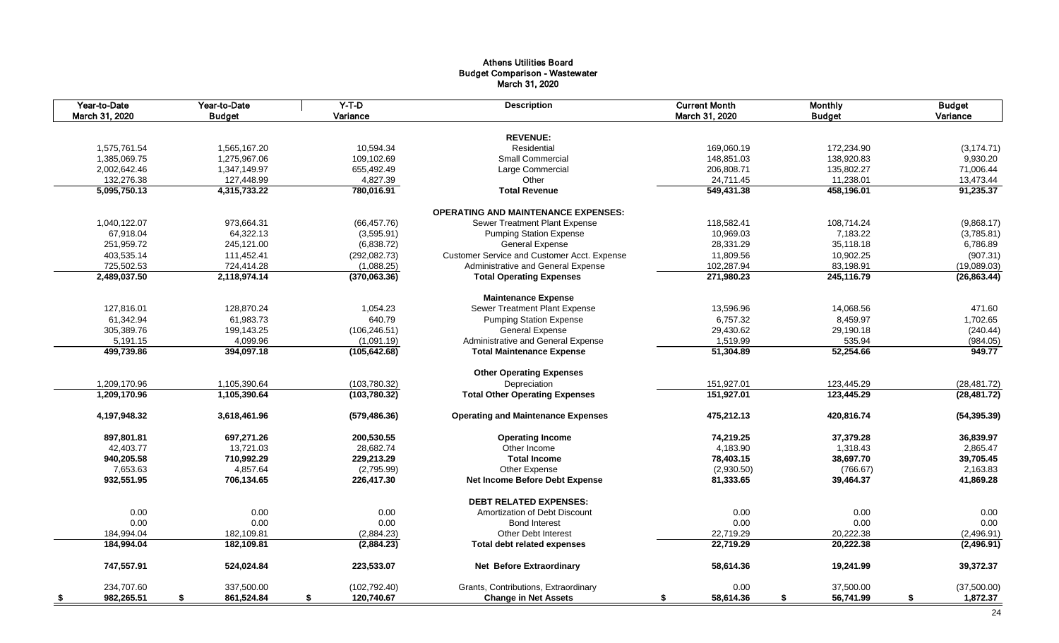# Athens Utilities Board
## Budget Comparison - Wastewater
### March 31, 2020

| Year-to-Date March 31, 2020 | Year-to-Date Budget | Y-T-D Variance | Description | Current Month March 31, 2020 | Monthly Budget | Budget Variance |
|---|---|---|---|---|---|---|
| | | | **REVENUE:** | | | |
| 1,575,761.54 | 1,565,167.20 | 10,594.34 | Residential | 169,060.19 | 172,234.90 | (3,174.71) |
| 1,385,069.75 | 1,275,967.06 | 109,102.69 | Small Commercial | 148,851.03 | 138,920.83 | 9,930.20 |
| 2,002,642.46 | 1,347,149.97 | 655,492.49 | Large Commercial | 206,808.71 | 135,802.27 | 71,006.44 |
| 132,276.38 | 127,448.99 | 4,827.39 | Other | 24,711.45 | 11,238.01 | 13,473.44 |
| **5,095,750.13** | **4,315,733.22** | **780,016.91** | **Total Revenue** | **549,431.38** | **458,196.01** | **91,235.37** |
| | | | **OPERATING AND MAINTENANCE EXPENSES:** | | | |
| 1,040,122.07 | 973,664.31 | (66,457.76) | Sewer Treatment Plant Expense | 118,582.41 | 108,714.24 | (9,868.17) |
| 67,918.04 | 64,322.13 | (3,595.91) | Pumping Station Expense | 10,969.03 | 7,183.22 | (3,785.81) |
| 251,959.72 | 245,121.00 | (6,838.72) | General Expense | 28,331.29 | 35,118.18 | 6,786.89 |
| 403,535.14 | 111,452.41 | (292,082.73) | Customer Service and Customer Acct. Expense | 11,809.56 | 10,902.25 | (907.31) |
| 725,502.53 | 724,414.28 | (1,088.25) | Administrative and General Expense | 102,287.94 | 83,198.91 | (19,089.03) |
| **2,489,037.50** | **2,118,974.14** | **(370,063.36)** | **Total Operating Expenses** | **271,980.23** | **245,116.79** | **(26,863.44)** |
| | | | **Maintenance Expense** | | | |
| 127,816.01 | 128,870.24 | 1,054.23 | Sewer Treatment Plant Expense | 13,596.96 | 14,068.56 | 471.60 |
| 61,342.94 | 61,983.73 | 640.79 | Pumping Station Expense | 6,757.32 | 8,459.97 | 1,702.65 |
| 305,389.76 | 199,143.25 | (106,246.51) | General Expense | 29,430.62 | 29,190.18 | (240.44) |
| 5,191.15 | 4,099.96 | (1,091.19) | Administrative and General Expense | 1,519.99 | 535.94 | (984.05) |
| **499,739.86** | **394,097.18** | **(105,642.68)** | **Total Maintenance Expense** | **51,304.89** | **52,254.66** | **949.77** |
| | | | **Other Operating Expenses** | | | |
| 1,209,170.96 | 1,105,390.64 | (103,780.32) | Depreciation | 151,927.01 | 123,445.29 | (28,481.72) |
| **1,209,170.96** | **1,105,390.64** | **(103,780.32)** | **Total Other Operating Expenses** | **151,927.01** | **123,445.29** | **(28,481.72)** |
| **4,197,948.32** | **3,618,461.96** | **(579,486.36)** | **Operating and Maintenance Expenses** | **475,212.13** | **420,816.74** | **(54,395.39)** |
| **897,801.81** | **697,271.26** | **200,530.55** | **Operating Income** | **74,219.25** | **37,379.28** | **36,839.97** |
| 42,403.77 | 13,721.03 | 28,682.74 | Other Income | 4,183.90 | 1,318.43 | 2,865.47 |
| **940,205.58** | **710,992.29** | **229,213.29** | **Total Income** | **78,403.15** | **38,697.70** | **39,705.45** |
| 7,653.63 | 4,857.64 | (2,795.99) | Other Expense | (2,930.50) | (766.67) | 2,163.83 |
| **932,551.95** | **706,134.65** | **226,417.30** | **Net Income Before Debt Expense** | **81,333.65** | **39,464.37** | **41,869.28** |
| | | | **DEBT RELATED EXPENSES:** | | | |
| 0.00 | 0.00 | 0.00 | Amortization of Debt Discount | 0.00 | 0.00 | 0.00 |
| 0.00 | 0.00 | 0.00 | Bond Interest | 0.00 | 0.00 | 0.00 |
| 184,994.04 | 182,109.81 | (2,884.23) | Other Debt Interest | 22,719.29 | 20,222.38 | (2,496.91) |
| **184,994.04** | **182,109.81** | **(2,884.23)** | **Total debt related expenses** | **22,719.29** | **20,222.38** | **(2,496.91)** |
| **747,557.91** | **524,024.84** | **223,533.07** | **Net Before Extraordinary** | **58,614.36** | **19,241.99** | **39,372.37** |
| 234,707.60 | 337,500.00 | (102,792.40) | Grants, Contributions, Extraordinary | 0.00 | 37,500.00 | (37,500.00) |
| **$ 982,265.51** | **$ 861,524.84** | **$ 120,740.67** | **Change in Net Assets** | **$ 58,614.36** | **$ 56,741.99** | **$ 1,872.37** |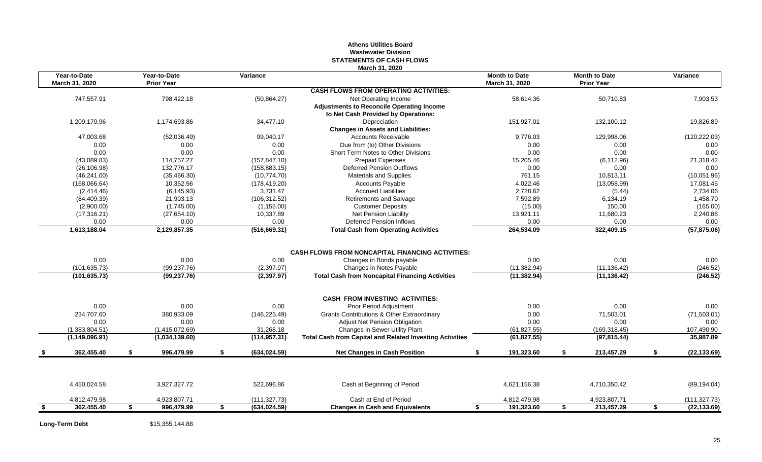# Athens Utilities Board
## Wastewater Division
## STATEMENTS OF CASH FLOWS
### March 31, 2020

| Year-to-Date March 31, 2020 | Year-to-Date Prior Year | Variance | | Month to Date March 31, 2020 | Month to Date Prior Year | Variance |
|---|---|---|---|---|---|---|
| | | | **CASH FLOWS FROM OPERATING ACTIVITIES:** | | | |
| 747,557.91 | 798,422.18 | (50,864.27) | Net Operating Income | 58,614.36 | 50,710.83 | 7,903.53 |
| | | | **Adjustments to Reconcile Operating Income** | | | |
| | | | **to Net Cash Provided by Operations:** | | | |
| 1,209,170.96 | 1,174,693.86 | 34,477.10 | Depreciation | 151,927.01 | 132,100.12 | 19,826.89 |
| | | | **Changes in Assets and Liabilities:** | | | |
| 47,003.68 | (52,036.49) | 99,040.17 | Accounts Receivable | 9,776.03 | 129,998.06 | (120,222.03) |
| 0.00 | 0.00 | 0.00 | Due from (to) Other Divisions | 0.00 | 0.00 | 0.00 |
| 0.00 | 0.00 | 0.00 | Short Term Notes to Other Divisions | 0.00 | 0.00 | 0.00 |
| (43,089.83) | 114,757.27 | (157,847.10) | Prepaid Expenses | 15,205.46 | (6,112.96) | 21,318.42 |
| (26,106.98) | 132,776.17 | (158,883.15) | Deferred Pension Outflows | 0.00 | 0.00 | 0.00 |
| (46,241.00) | (35,466.30) | (10,774.70) | Materials and Supplies | 761.15 | 10,813.11 | (10,051.96) |
| (168,066.64) | 10,352.56 | (178,419.20) | Accounts Payable | 4,022.46 | (13,058.99) | 17,081.45 |
| (2,414.46) | (6,145.93) | 3,731.47 | Accrued Liabilities | 2,728.62 | (5.44) | 2,734.06 |
| (84,409.39) | 21,903.13 | (106,312.52) | Retirements and Salvage | 7,592.89 | 6,134.19 | 1,458.70 |
| (2,900.00) | (1,745.00) | (1,155.00) | Customer Deposits | (15.00) | 150.00 | (165.00) |
| (17,316.21) | (27,654.10) | 10,337.89 | Net Pension Liability | 13,921.11 | 11,680.23 | 2,240.88 |
| 0.00 | 0.00 | 0.00 | Deferred Pension Inflows | 0.00 | 0.00 | 0.00 |
| **1,613,188.04** | **2,129,857.35** | **(516,669.31)** | **Total Cash from Operating Activities** | **264,534.09** | **322,409.15** | **(57,875.06)** |
| | | | **CASH FLOWS FROM NONCAPITAL FINANCING ACTIVITIES:** | | | |
| 0.00 | 0.00 | 0.00 | Changes in Bonds payable | 0.00 | 0.00 | 0.00 |
| (101,635.73) | (99,237.76) | (2,397.97) | Changes in Notes Payable | (11,382.94) | (11,136.42) | (246.52) |
| **(101,635.73)** | **(99,237.76)** | **(2,397.97)** | **Total Cash from Noncapital Financing Activities** | **(11,382.94)** | **(11,136.42)** | **(246.52)** |
| | | | **CASH FROM INVESTING ACTIVITIES:** | | | |
| 0.00 | 0.00 | 0.00 | Prior Period Adjustment | 0.00 | 0.00 | 0.00 |
| 234,707.60 | 380,933.09 | (146,225.49) | Grants Contributions & Other Extraordinary | 0.00 | 71,503.01 | (71,503.01) |
| 0.00 | 0.00 | 0.00 | Adjust Net Pension Obligation | 0.00 | 0.00 | 0.00 |
| (1,383,804.51) | (1,415,072.69) | 31,268.18 | Changes in Sewer Utility Plant | (61,827.55) | (169,318.45) | 107,490.90 |
| **(1,149,096.91)** | **(1,034,139.60)** | **(114,957.31)** | **Total Cash from Capital and Related Investing Activities** | **(61,827.55)** | **(97,815.44)** | **35,987.89** |
| **$ 362,455.40** | **$ 996,479.99** | **$ (634,024.59)** | **Net Changes in Cash Position** | **$ 191,323.60** | **$ 213,457.29** | **$ (22,133.69)** |
| 4,450,024.58 | 3,927,327.72 | 522,696.86 | Cash at Beginning of Period | 4,621,156.38 | 4,710,350.42 | (89,194.04) |
| 4,812,479.98 | 4,923,807.71 | (111,327.73) | Cash at End of Period | 4,812,479.98 | 4,923,807.71 | (111,327.73) |
| **$ 362,455.40** | **$ 996,479.99** | **$ (634,024.59)** | **Changes in Cash and Equivalents** | **$ 191,323.60** | **$ 213,457.29** | **$ (22,133.69)** |

**Long-Term Debt** $15,355,144.88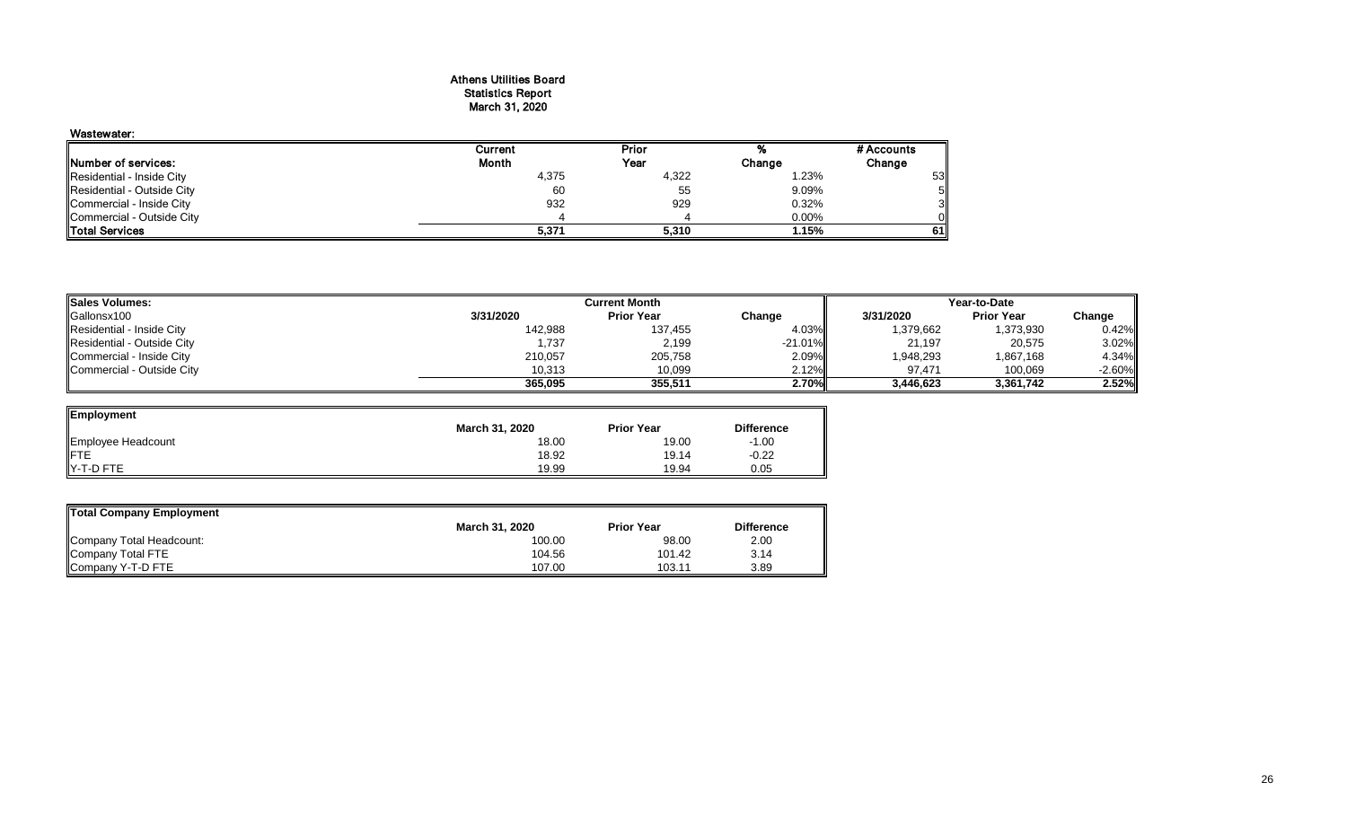# Athens Utilities Board
## Statistics Report
## March 31, 2020

### Wastewater:

| Number of services: | Current Month | Prior Year | % Change | # Accounts Change |
|---|---|---|---|---|
| Residential - Inside City | 4,375 | 4,322 | 1.23% | 53 |
| Residential - Outside City | 60 | 55 | 9.09% | 5 |
| Commercial - Inside City | 932 | 929 | 0.32% | 3 |
| Commercial - Outside City | 4 | 4 | 0.00% | 0 |
| **Total Services** | **5,371** | **5,310** | **1.15%** | **61** |

| Sales Volumes: | Current Month | | | Year-to-Date | | |
|---|---|---|---|---|---|---|
| Gallonsx100 | 3/31/2020 | Prior Year | Change | 3/31/2020 | Prior Year | Change |
| Residential - Inside City | 142,988 | 137,455 | 4.03% | 1,379,662 | 1,373,930 | 0.42% |
| Residential - Outside City | 1,737 | 2,199 | -21.01% | 21,197 | 20,575 | 3.02% |
| Commercial - Inside City | 210,057 | 205,758 | 2.09% | 1,948,293 | 1,867,168 | 4.34% |
| Commercial - Outside City | 10,313 | 10,099 | 2.12% | 97,471 | 100,069 | -2.60% |
| | **365,095** | **355,511** | **2.70%** | **3,446,623** | **3,361,742** | **2.52%** |

| Employment | March 31, 2020 | Prior Year | Difference |
|---|---|---|---|
| Employee Headcount | 18.00 | 19.00 | -1.00 |
| FTE | 18.92 | 19.14 | -0.22 |
| Y-T-D FTE | 19.99 | 19.94 | 0.05 |

| Total Company Employment | March 31, 2020 | Prior Year | Difference |
|---|---|---|---|
| Company Total Headcount: | 100.00 | 98.00 | 2.00 |
| Company Total FTE | 104.56 | 101.42 | 3.14 |
| Company Y-T-D FTE | 107.00 | 103.11 | 3.89 |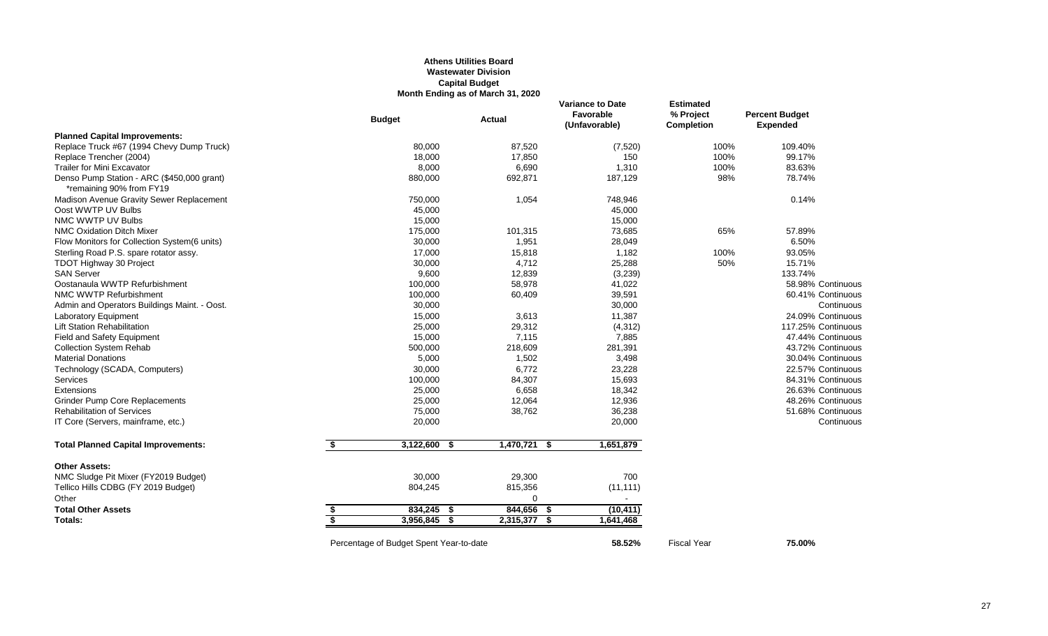**Athens Utilities Board**
**Wastewater Division**
**Capital Budget**
**Month Ending as of March 31, 2020**

| | Budget | Actual | Variance to Date Favorable (Unfavorable) | Estimated % Project Completion | Percent Budget Expended | |
|---|---|---|---|---|---|---|
| **Planned Capital Improvements:** | | | | | | |
| Replace Truck #67 (1994 Chevy Dump Truck) | 80,000 | 87,520 | (7,520) | 100% | 109.40% | |
| Replace Trencher (2004) | 18,000 | 17,850 | 150 | 100% | 99.17% | |
| Trailer for Mini Excavator | 8,000 | 6,690 | 1,310 | 100% | 83.63% | |
| Denso Pump Station - ARC ($450,000 grant) *remaining 90% from FY19 | 880,000 | 692,871 | 187,129 | 98% | 78.74% | |
| Madison Avenue Gravity Sewer Replacement | 750,000 | 1,054 | 748,946 | | 0.14% | |
| Oost WWTP UV Bulbs | 45,000 | | 45,000 | | | |
| NMC WWTP UV Bulbs | 15,000 | | 15,000 | | | |
| NMC Oxidation Ditch Mixer | 175,000 | 101,315 | 73,685 | 65% | 57.89% | |
| Flow Monitors for Collection System(6 units) | 30,000 | 1,951 | 28,049 | | 6.50% | |
| Sterling Road P.S. spare rotator assy. | 17,000 | 15,818 | 1,182 | 100% | 93.05% | |
| TDOT Highway 30 Project | 30,000 | 4,712 | 25,288 | 50% | 15.71% | |
| SAN Server | 9,600 | 12,839 | (3,239) | | 133.74% | |
| Oostanaula WWTP Refurbishment | 100,000 | 58,978 | 41,022 | | 58.98% | Continuous |
| NMC WWTP Refurbishment | 100,000 | 60,409 | 39,591 | | 60.41% | Continuous |
| Admin and Operators Buildings Maint. - Oost. | 30,000 | | 30,000 | | | Continuous |
| Laboratory Equipment | 15,000 | 3,613 | 11,387 | | 24.09% | Continuous |
| Lift Station Rehabilitation | 25,000 | 29,312 | (4,312) | | 117.25% | Continuous |
| Field and Safety Equipment | 15,000 | 7,115 | 7,885 | | 47.44% | Continuous |
| Collection System Rehab | 500,000 | 218,609 | 281,391 | | 43.72% | Continuous |
| Material Donations | 5,000 | 1,502 | 3,498 | | 30.04% | Continuous |
| Technology (SCADA, Computers) | 30,000 | 6,772 | 23,228 | | 22.57% | Continuous |
| Services | 100,000 | 84,307 | 15,693 | | 84.31% | Continuous |
| Extensions | 25,000 | 6,658 | 18,342 | | 26.63% | Continuous |
| Grinder Pump Core Replacements | 25,000 | 12,064 | 12,936 | | 48.26% | Continuous |
| Rehabilitation of Services | 75,000 | 38,762 | 36,238 | | 51.68% | Continuous |
| IT Core (Servers, mainframe, etc.) | 20,000 | | 20,000 | | | Continuous |
| **Total Planned Capital Improvements:** | **$ 3,122,600** | **$ 1,470,721** | **$ 1,651,879** | | | |
| **Other Assets:** | | | | | | |
| NMC Sludge Pit Mixer (FY2019 Budget) | 30,000 | 29,300 | 700 | | | |
| Tellico Hills CDBG (FY 2019 Budget) | 804,245 | 815,356 | (11,111) | | | |
| Other | | 0 | - | | | |
| **Total Other Assets** | **$ 834,245** | **$ 844,656** | **$ (10,411)** | | | |
| **Totals:** | **$ 3,956,845** | **$ 2,315,377** | **$ 1,641,468** | | | |
| | Percentage of Budget Spent Year-to-date | | **58.52%** | Fiscal Year | **75.00%** | |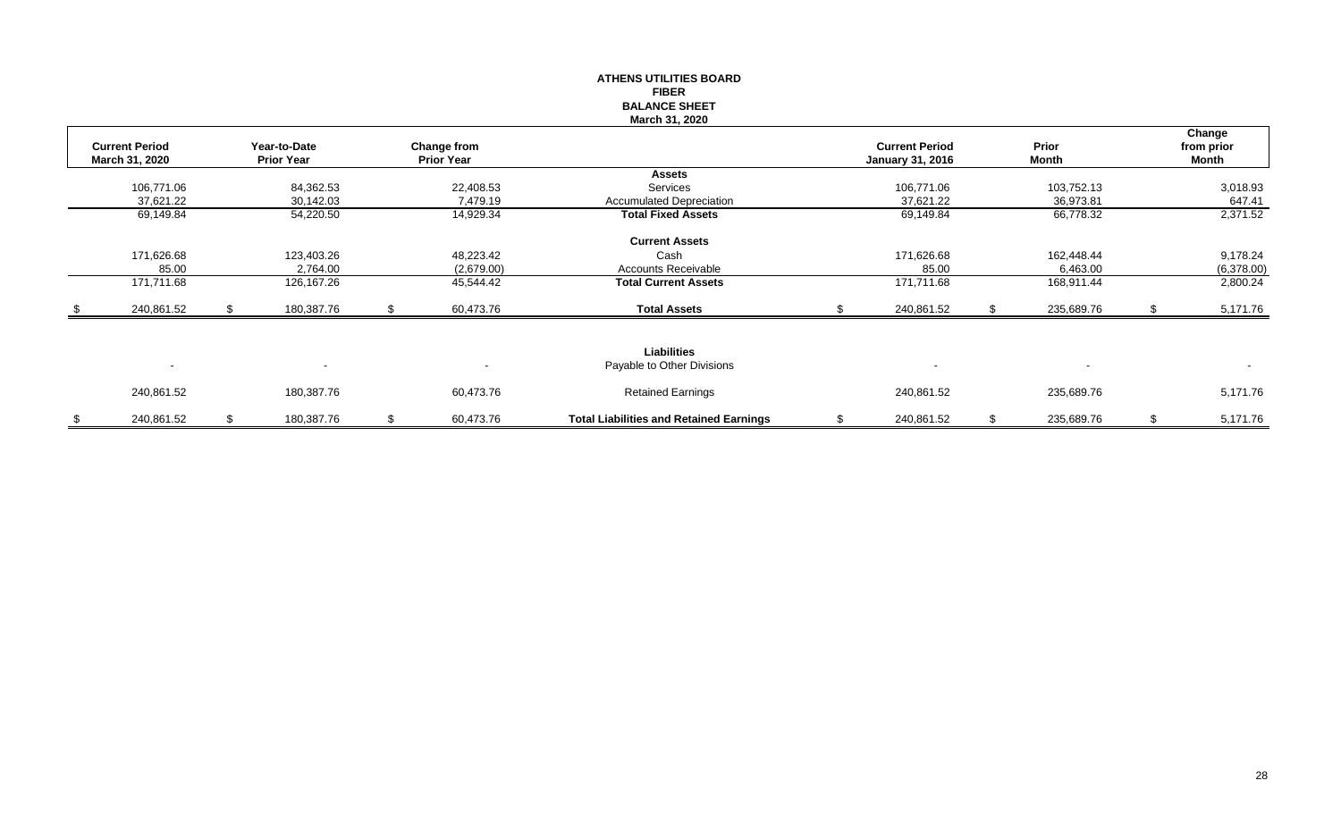**ATHENS UTILITIES BOARD**
**FIBER**
**BALANCE SHEET**
**March 31, 2020**

| Current Period March 31, 2020 | Year-to-Date Prior Year | Change from Prior Year | | Current Period January 31, 2016 | Prior Month | Change from prior Month |
|---|---|---|---|---|---|---|
| | | | **Assets** | | | |
| 106,771.06 | 84,362.53 | 22,408.53 | Services | 106,771.06 | 103,752.13 | 3,018.93 |
| 37,621.22 | 30,142.03 | 7,479.19 | Accumulated Depreciation | 37,621.22 | 36,973.81 | 647.41 |
| 69,149.84 | 54,220.50 | 14,929.34 | **Total Fixed Assets** | 69,149.84 | 66,778.32 | 2,371.52 |
| | | | **Current Assets** | | | |
| 171,626.68 | 123,403.26 | 48,223.42 | Cash | 171,626.68 | 162,448.44 | 9,178.24 |
| 85.00 | 2,764.00 | (2,679.00) | Accounts Receivable | 85.00 | 6,463.00 | (6,378.00) |
| 171,711.68 | 126,167.26 | 45,544.42 | **Total Current Assets** | 171,711.68 | 168,911.44 | 2,800.24 |
| $ 240,861.52 | $ 180,387.76 | $ 60,473.76 | **Total Assets** | $ 240,861.52 | $ 235,689.76 | $ 5,171.76 |
| | | | **Liabilities** | | | |
| - | - | - | Payable to Other Divisions | - | - | - |
| 240,861.52 | 180,387.76 | 60,473.76 | Retained Earnings | 240,861.52 | 235,689.76 | 5,171.76 |
| $ 240,861.52 | $ 180,387.76 | $ 60,473.76 | **Total Liabilities and Retained Earnings** | $ 240,861.52 | $ 235,689.76 | $ 5,171.76 |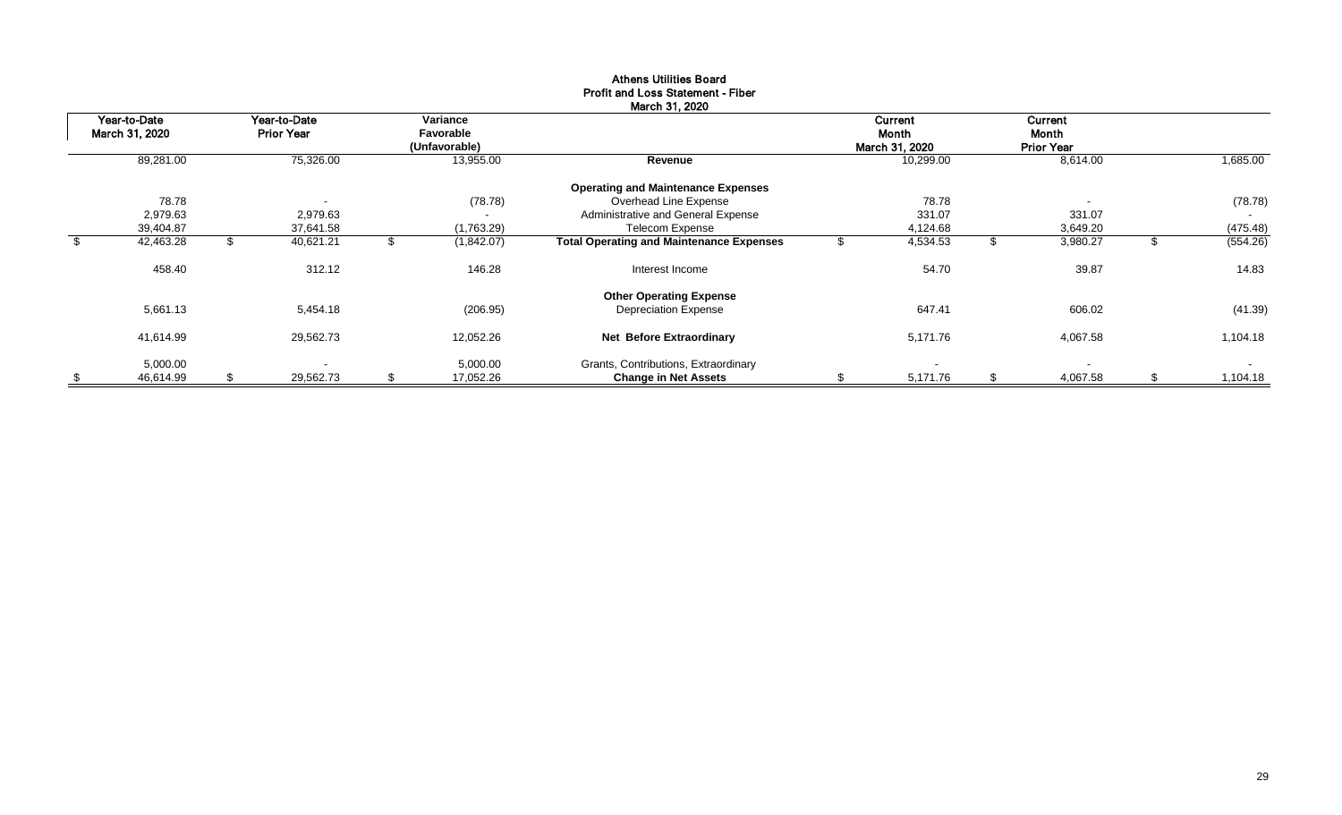# Athens Utilities Board
## Profit and Loss Statement - Fiber
### March 31, 2020

| Year-to-Date March 31, 2020 | Year-to-Date Prior Year | Variance Favorable (Unfavorable) | | Current Month March 31, 2020 | Current Month Prior Year | |
|---|---|---|---|---|---|---|
| 89,281.00 | 75,326.00 | 13,955.00 | **Revenue** | 10,299.00 | 8,614.00 | 1,685.00 |
| | | | **Operating and Maintenance Expenses** | | | |
| 78.78 | - | (78.78) | Overhead Line Expense | 78.78 | - | (78.78) |
| 2,979.63 | 2,979.63 | - | Administrative and General Expense | 331.07 | 331.07 | - |
| 39,404.87 | 37,641.58 | (1,763.29) | Telecom Expense | 4,124.68 | 3,649.20 | (475.48) |
| $ 42,463.28 | $ 40,621.21 | $ (1,842.07) | **Total Operating and Maintenance Expenses** | $ 4,534.53 | $ 3,980.27 | $ (554.26) |
| 458.40 | 312.12 | 146.28 | Interest Income | 54.70 | 39.87 | 14.83 |
| | | | **Other Operating Expense** | | | |
| 5,661.13 | 5,454.18 | (206.95) | Depreciation Expense | 647.41 | 606.02 | (41.39) |
| 41,614.99 | 29,562.73 | 12,052.26 | **Net Before Extraordinary** | 5,171.76 | 4,067.58 | 1,104.18 |
| 5,000.00 | - | 5,000.00 | Grants, Contributions, Extraordinary | - | - | - |
| $ 46,614.99 | $ 29,562.73 | $ 17,052.26 | **Change in Net Assets** | $ 5,171.76 | $ 4,067.58 | $ 1,104.18 |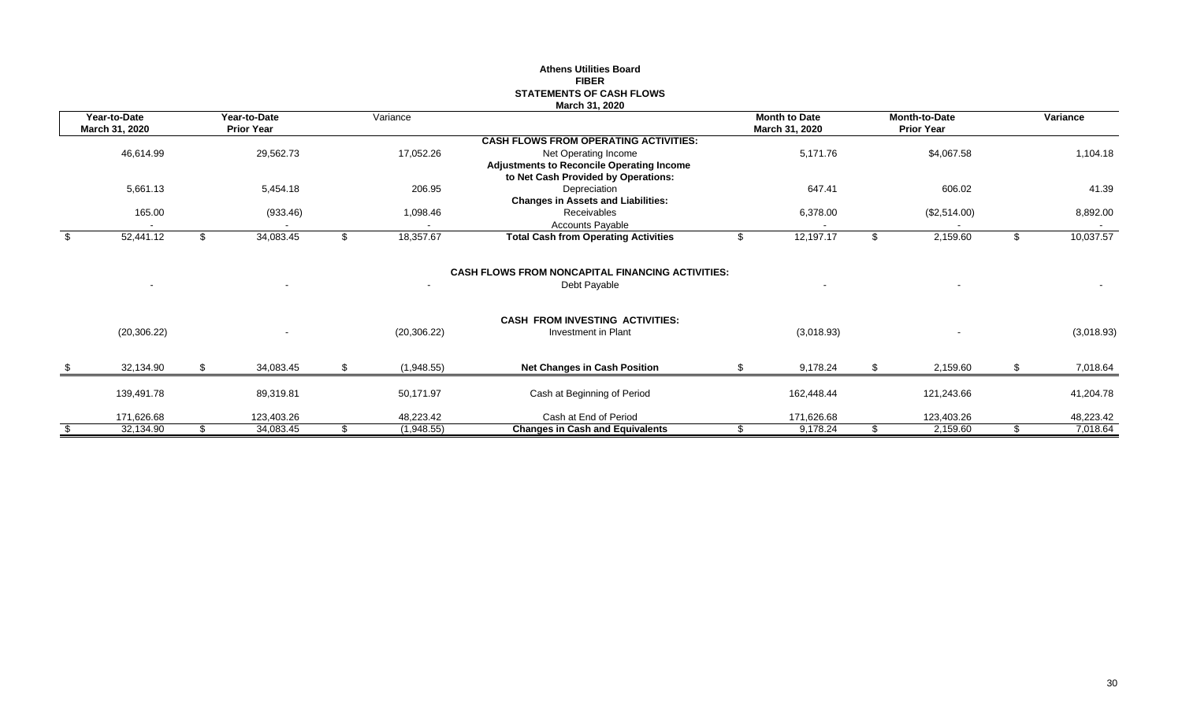**Athens Utilities Board**
**FIBER**
**STATEMENTS OF CASH FLOWS**
**March 31, 2020**

| Year-to-Date March 31, 2020 | Year-to-Date Prior Year | Variance | | Month to Date March 31, 2020 | Month-to-Date Prior Year | Variance |
|---|---|---|---|---|---|---|
| | | | **CASH FLOWS FROM OPERATING ACTIVITIES:** | | | |
| 46,614.99 | 29,562.73 | 17,052.26 | Net Operating Income | 5,171.76 | $4,067.58 | 1,104.18 |
| | | | **Adjustments to Reconcile Operating Income** | | | |
| | | | **to Net Cash Provided by Operations:** | | | |
| 5,661.13 | 5,454.18 | 206.95 | Depreciation | 647.41 | 606.02 | 41.39 |
| | | | **Changes in Assets and Liabilities:** | | | |
| 165.00 | (933.46) | 1,098.46 | Receivables | 6,378.00 | ($2,514.00) | 8,892.00 |
| - | - | - | Accounts Payable | - | - | - |
| $ 52,441.12 | $ 34,083.45 | $ 18,357.67 | **Total Cash from Operating Activities** | $ 12,197.17 | $ 2,159.60 | $ 10,037.57 |
| | | | **CASH FLOWS FROM NONCAPITAL FINANCING ACTIVITIES:** | | | |
| - | - | - | Debt Payable | - | - | - |
| | | | **CASH FROM INVESTING ACTIVITIES:** | | | |
| (20,306.22) | - | (20,306.22) | Investment in Plant | (3,018.93) | - | (3,018.93) |
| $ 32,134.90 | $ 34,083.45 | $ (1,948.55) | **Net Changes in Cash Position** | $ 9,178.24 | $ 2,159.60 | $ 7,018.64 |
| 139,491.78 | 89,319.81 | 50,171.97 | Cash at Beginning of Period | 162,448.44 | 121,243.66 | 41,204.78 |
| 171,626.68 | 123,403.26 | 48,223.42 | Cash at End of Period | 171,626.68 | 123,403.26 | 48,223.42 |
| $ 32,134.90 | $ 34,083.45 | $ (1,948.55) | **Changes in Cash and Equivalents** | $ 9,178.24 | $ 2,159.60 | $ 7,018.64 |